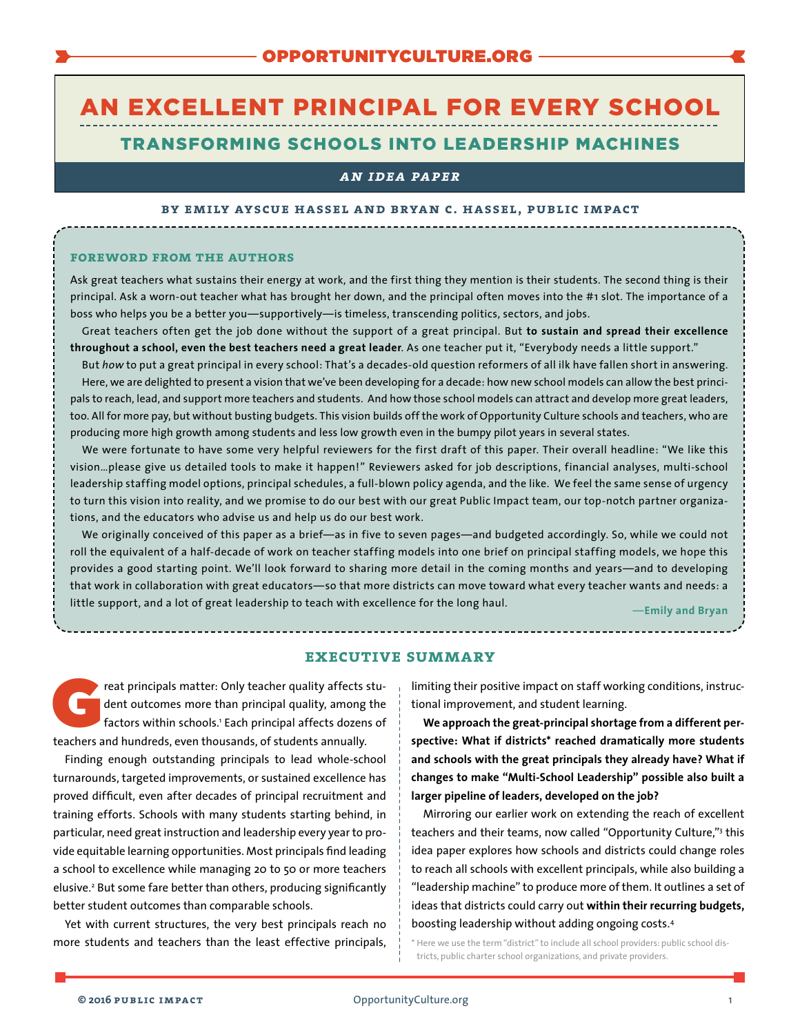# AN EXCELLENT PRINCIPAL FOR EVERY SCHOOL

## TRANSFORMING SCHOOLS INTO LEADERSHIP MACHINES

***AN IDEA PAPER***

**BY EMILY AYSCUE HASSEL AND BRYAN C. HASSEL, PUBLIC IMPACT**

### FOREWORD FROM THE AUTHORS

Ask great teachers what sustains their energy at work, and the first thing they mention is their students. The second thing is their principal. Ask a worn-out teacher what has brought her down, and the principal often moves into the #1 slot. The importance of a boss who helps you be a better you—supportively—is timeless, transcending politics, sectors, and jobs.

Great teachers often get the job done without the support of a great principal. But **to sustain and spread their excellence throughout a school, even the best teachers need a great leader**. As one teacher put it, "Everybody needs a little support."

But *how* to put a great principal in every school: That's a decades-old question reformers of all ilk have fallen short in answering.

Here, we are delighted to present a vision that we've been developing for a decade: how new school models can allow the best principals to reach, lead, and support more teachers and students. And how those school models can attract and develop more great leaders, too. All for more pay, but without busting budgets. This vision builds off the work of Opportunity Culture schools and teachers, who are producing more high growth among students and less low growth even in the bumpy pilot years in several states.

We were fortunate to have some very helpful reviewers for the first draft of this paper. Their overall headline: "We like this vision…please give us detailed tools to make it happen!" Reviewers asked for job descriptions, financial analyses, multi-school leadership staffing model options, principal schedules, a full-blown policy agenda, and the like. We feel the same sense of urgency to turn this vision into reality, and we promise to do our best with our great Public Impact team, our top-notch partner organizations, and the educators who advise us and help us do our best work.

We originally conceived of this paper as a brief—as in five to seven pages—and budgeted accordingly. So, while we could not roll the equivalent of a half-decade of work on teacher staffing models into one brief on principal staffing models, we hope this provides a good starting point. We'll look forward to sharing more detail in the coming months and years—and to developing that work in collaboration with great educators—so that more districts can move toward what every teacher wants and needs: a little support, and a lot of great leadership to teach with excellence for the long haul.

**—Emily and Bryan**

## EXECUTIVE SUMMARY

Great principals matter: Only teacher quality affects student outcomes more than principal quality, among the factors within schools.[1] Each principal affects dozens of teachers and hundreds, even thousands, of students annually.

Finding enough outstanding principals to lead whole-school turnarounds, targeted improvements, or sustained excellence has proved difficult, even after decades of principal recruitment and training efforts. Schools with many students starting behind, in particular, need great instruction and leadership every year to provide equitable learning opportunities. Most principals find leading a school to excellence while managing 20 to 50 or more teachers elusive.[2] But some fare better than others, producing significantly better student outcomes than comparable schools.

Yet with current structures, the very best principals reach no more students and teachers than the least effective principals, limiting their positive impact on staff working conditions, instructional improvement, and student learning.

**We approach the great-principal shortage from a different perspective: What if districts\* reached dramatically more students and schools with the great principals they already have? What if changes to make "Multi-School Leadership" possible also built a larger pipeline of leaders, developed on the job?**

Mirroring our earlier work on extending the reach of excellent teachers and their teams, now called "Opportunity Culture,"[3] this idea paper explores how schools and districts could change roles to reach all schools with excellent principals, while also building a "leadership machine" to produce more of them. It outlines a set of ideas that districts could carry out **within their recurring budgets,** boosting leadership without adding ongoing costs.[4]

\* Here we use the term "district" to include all school providers: public school districts, public charter school organizations, and private providers.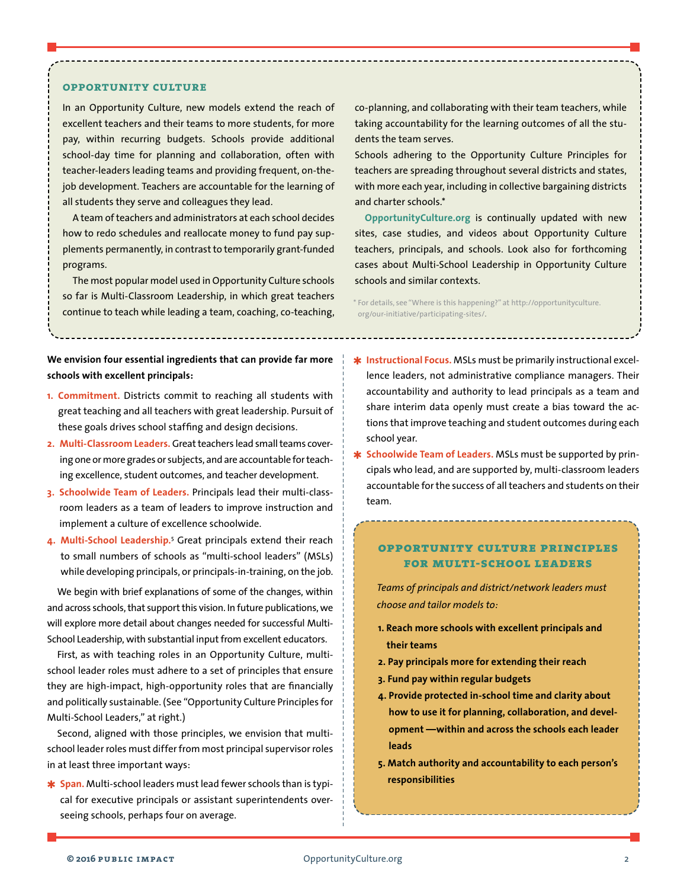### OPPORTUNITY CULTURE

In an Opportunity Culture, new models extend the reach of excellent teachers and their teams to more students, for more pay, within recurring budgets. Schools provide additional school-day time for planning and collaboration, often with teacher-leaders leading teams and providing frequent, on-the-job development. Teachers are accountable for the learning of all students they serve and colleagues they lead.

A team of teachers and administrators at each school decides how to redo schedules and reallocate money to fund pay supplements permanently, in contrast to temporarily grant-funded programs.

The most popular model used in Opportunity Culture schools so far is Multi-Classroom Leadership, in which great teachers continue to teach while leading a team, coaching, co-teaching, co-planning, and collaborating with their team teachers, while taking accountability for the learning outcomes of all the students the team serves.

Schools adhering to the Opportunity Culture Principles for teachers are spreading throughout several districts and states, with more each year, including in collective bargaining districts and charter schools.*

**OpportunityCulture.org** is continually updated with new sites, case studies, and videos about Opportunity Culture teachers, principals, and schools. Look also for forthcoming cases about Multi-School Leadership in Opportunity Culture schools and similar contexts.

\* For details, see "Where is this happening?" at http://opportunityculture.org/our-initiative/participating-sites/.

**We envision four essential ingredients that can provide far more schools with excellent principals:**

1. **Commitment.** Districts commit to reaching all students with great teaching and all teachers with great leadership. Pursuit of these goals drives school staffing and design decisions.
2. **Multi-Classroom Leaders.** Great teachers lead small teams covering one or more grades or subjects, and are accountable for teaching excellence, student outcomes, and teacher development.
3. **Schoolwide Team of Leaders.** Principals lead their multi-classroom leaders as a team of leaders to improve instruction and implement a culture of excellence schoolwide.
4. **Multi-School Leadership.**[5] Great principals extend their reach to small numbers of schools as "multi-school leaders" (MSLs) while developing principals, or principals-in-training, on the job.

We begin with brief explanations of some of the changes, within and across schools, that support this vision. In future publications, we will explore more detail about changes needed for successful Multi-School Leadership, with substantial input from excellent educators.

First, as with teaching roles in an Opportunity Culture, multi-school leader roles must adhere to a set of principles that ensure they are high-impact, high-opportunity roles that are financially and politically sustainable. (See "Opportunity Culture Principles for Multi-School Leaders," at right.)

Second, aligned with those principles, we envision that multi-school leader roles must differ from most principal supervisor roles in at least three important ways:

* **Span.** Multi-school leaders must lead fewer schools than is typical for executive principals or assistant superintendents overseeing schools, perhaps four on average.
* **Instructional Focus.** MSLs must be primarily instructional excellence leaders, not administrative compliance managers. Their accountability and authority to lead principals as a team and share interim data openly must create a bias toward the actions that improve teaching and student outcomes during each school year.
* **Schoolwide Team of Leaders.** MSLs must be supported by principals who lead, and are supported by, multi-classroom leaders accountable for the success of all teachers and students on their team.

### OPPORTUNITY CULTURE PRINCIPLES FOR MULTI-SCHOOL LEADERS

*Teams of principals and district/network leaders must choose and tailor models to:*

1. **Reach more schools with excellent principals and their teams**
2. **Pay principals more for extending their reach**
3. **Fund pay within regular budgets**
4. **Provide protected in-school time and clarity about how to use it for planning, collaboration, and development —within and across the schools each leader leads**
5. **Match authority and accountability to each person's responsibilities**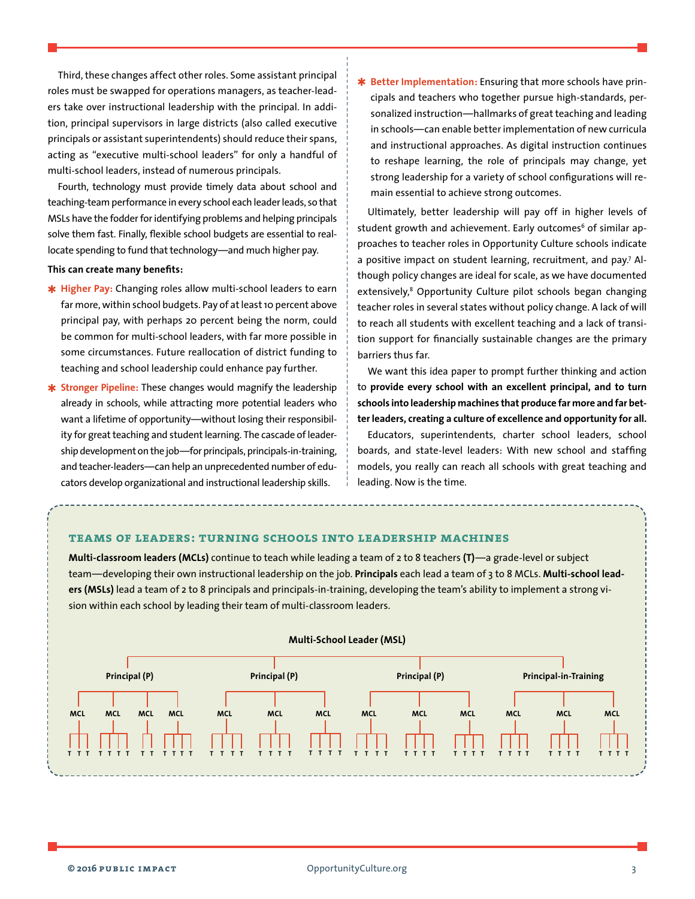Third, these changes affect other roles. Some assistant principal roles must be swapped for operations managers, as teacher-leaders take over instructional leadership with the principal. In addition, principal supervisors in large districts (also called executive principals or assistant superintendents) should reduce their spans, acting as "executive multi-school leaders" for only a handful of multi-school leaders, instead of numerous principals.

Fourth, technology must provide timely data about school and teaching-team performance in every school each leader leads, so that MSLs have the fodder for identifying problems and helping principals solve them fast. Finally, flexible school budgets are essential to reallocate spending to fund that technology—and much higher pay.

**This can create many benefits:**

- **Higher Pay:** Changing roles allow multi-school leaders to earn far more, within school budgets. Pay of at least 10 percent above principal pay, with perhaps 20 percent being the norm, could be common for multi-school leaders, with far more possible in some circumstances. Future reallocation of district funding to teaching and school leadership could enhance pay further.
- **Stronger Pipeline:** These changes would magnify the leadership already in schools, while attracting more potential leaders who want a lifetime of opportunity—without losing their responsibility for great teaching and student learning. The cascade of leadership development on the job—for principals, principals-in-training, and teacher-leaders—can help an unprecedented number of educators develop organizational and instructional leadership skills.
- **Better Implementation:** Ensuring that more schools have principals and teachers who together pursue high-standards, personalized instruction—hallmarks of great teaching and leading in schools—can enable better implementation of new curricula and instructional approaches. As digital instruction continues to reshape learning, the role of principals may change, yet strong leadership for a variety of school configurations will remain essential to achieve strong outcomes.

Ultimately, better leadership will pay off in higher levels of student growth and achievement. Early outcomes[6] of similar approaches to teacher roles in Opportunity Culture schools indicate a positive impact on student learning, recruitment, and pay.[7] Although policy changes are ideal for scale, as we have documented extensively,[8] Opportunity Culture pilot schools began changing teacher roles in several states without policy change. A lack of will to reach all students with excellent teaching and a lack of transition support for financially sustainable changes are the primary barriers thus far.

We want this idea paper to prompt further thinking and action to **provide every school with an excellent principal, and to turn schools into leadership machines that produce far more and far better leaders, creating a culture of excellence and opportunity for all.**

Educators, superintendents, charter school leaders, school boards, and state-level leaders: With new school and staffing models, you really can reach all schools with great teaching and leading. Now is the time.

## TEAMS OF LEADERS: TURNING SCHOOLS INTO LEADERSHIP MACHINES

**Multi-classroom leaders (MCLs)** continue to teach while leading a team of 2 to 8 teachers **(T)**—a grade-level or subject team—developing their own instructional leadership on the job. **Principals** each lead a team of 3 to 8 MCLs. **Multi-school leaders (MSLs)** lead a team of 2 to 8 principals and principals-in-training, developing the team's ability to implement a strong vision within each school by leading their team of multi-classroom leaders.

Multi-School Leader (MSL)

- Principal (P)
  - MCL: T T T
  - MCL: T T T T
  - MCL: T T
  - MCL: T T T T
- Principal (P)
  - MCL: T T T T
  - MCL: T T T T
  - MCL: T T T T
- Principal (P)
  - MCL: T T T T
  - MCL: T T T T
  - MCL: T T T T
- Principal-in-Training
  - MCL: T T T T
  - MCL: T T T T
  - MCL: T T T T

© 2016 PUBLIC IMPACT — OpportunityCulture.org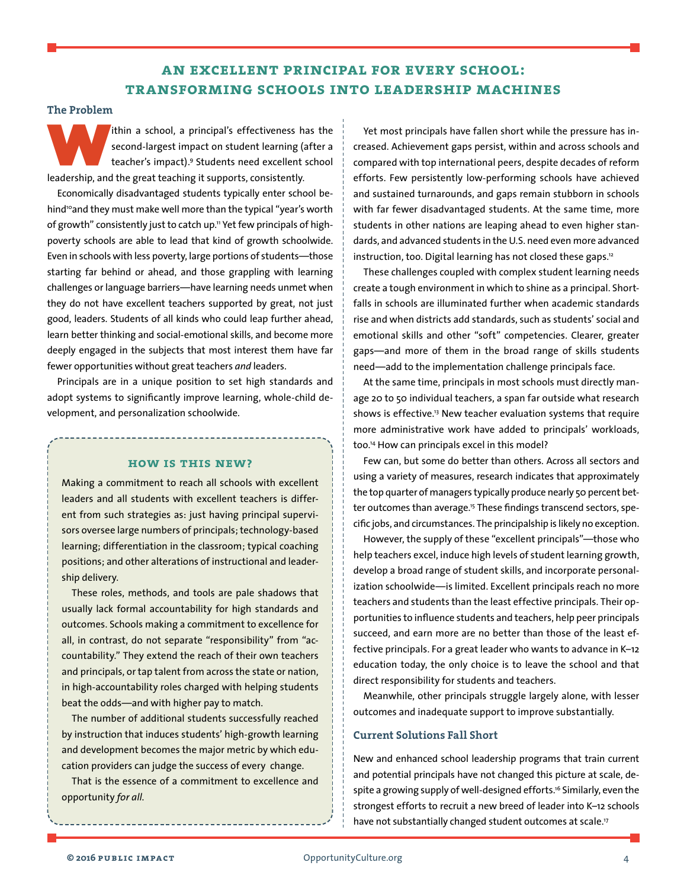# AN EXCELLENT PRINCIPAL FOR EVERY SCHOOL: TRANSFORMING SCHOOLS INTO LEADERSHIP MACHINES

## The Problem

Within a school, a principal's effectiveness has the second-largest impact on student learning (after a teacher's impact).[9] Students need excellent school leadership, and the great teaching it supports, consistently.

Economically disadvantaged students typically enter school behind[10] and they must make well more than the typical "year's worth of growth" consistently just to catch up.[11] Yet few principals of high-poverty schools are able to lead that kind of growth schoolwide. Even in schools with less poverty, large portions of students—those starting far behind or ahead, and those grappling with learning challenges or language barriers—have learning needs unmet when they do not have excellent teachers supported by great, not just good, leaders. Students of all kinds who could leap further ahead, learn better thinking and social-emotional skills, and become more deeply engaged in the subjects that most interest them have far fewer opportunities without great teachers *and* leaders.

Principals are in a unique position to set high standards and adopt systems to significantly improve learning, whole-child development, and personalization schoolwide.

> ### HOW IS THIS NEW?
>
> Making a commitment to reach all schools with excellent leaders and all students with excellent teachers is different from such strategies as: just having principal supervisors oversee large numbers of principals; technology-based learning; differentiation in the classroom; typical coaching positions; and other alterations of instructional and leadership delivery.
>
> These roles, methods, and tools are pale shadows that usually lack formal accountability for high standards and outcomes. Schools making a commitment to excellence for all, in contrast, do not separate "responsibility" from "accountability." They extend the reach of their own teachers and principals, or tap talent from across the state or nation, in high-accountability roles charged with helping students beat the odds—and with higher pay to match.
>
> The number of additional students successfully reached by instruction that induces students' high-growth learning and development becomes the major metric by which education providers can judge the success of every change.
>
> That is the essence of a commitment to excellence and opportunity *for all*.

Yet most principals have fallen short while the pressure has increased. Achievement gaps persist, within and across schools and compared with top international peers, despite decades of reform efforts. Few persistently low-performing schools have achieved and sustained turnarounds, and gaps remain stubborn in schools with far fewer disadvantaged students. At the same time, more students in other nations are leaping ahead to even higher standards, and advanced students in the U.S. need even more advanced instruction, too. Digital learning has not closed these gaps.[12]

These challenges coupled with complex student learning needs create a tough environment in which to shine as a principal. Shortfalls in schools are illuminated further when academic standards rise and when districts add standards, such as students' social and emotional skills and other "soft" competencies. Clearer, greater gaps—and more of them in the broad range of skills students need—add to the implementation challenge principals face.

At the same time, principals in most schools must directly manage 20 to 50 individual teachers, a span far outside what research shows is effective.[13] New teacher evaluation systems that require more administrative work have added to principals' workloads, too.[14] How can principals excel in this model?

Few can, but some do better than others. Across all sectors and using a variety of measures, research indicates that approximately the top quarter of managers typically produce nearly 50 percent better outcomes than average.[15] These findings transcend sectors, specific jobs, and circumstances. The principalship is likely no exception.

However, the supply of these "excellent principals"—those who help teachers excel, induce high levels of student learning growth, develop a broad range of student skills, and incorporate personalization schoolwide—is limited. Excellent principals reach no more teachers and students than the least effective principals. Their opportunities to influence students and teachers, help peer principals succeed, and earn more are no better than those of the least effective principals. For a great leader who wants to advance in K–12 education today, the only choice is to leave the school and that direct responsibility for students and teachers.

Meanwhile, other principals struggle largely alone, with lesser outcomes and inadequate support to improve substantially.

## Current Solutions Fall Short

New and enhanced school leadership programs that train current and potential principals have not changed this picture at scale, despite a growing supply of well-designed efforts.[16] Similarly, even the strongest efforts to recruit a new breed of leader into K–12 schools have not substantially changed student outcomes at scale.[17]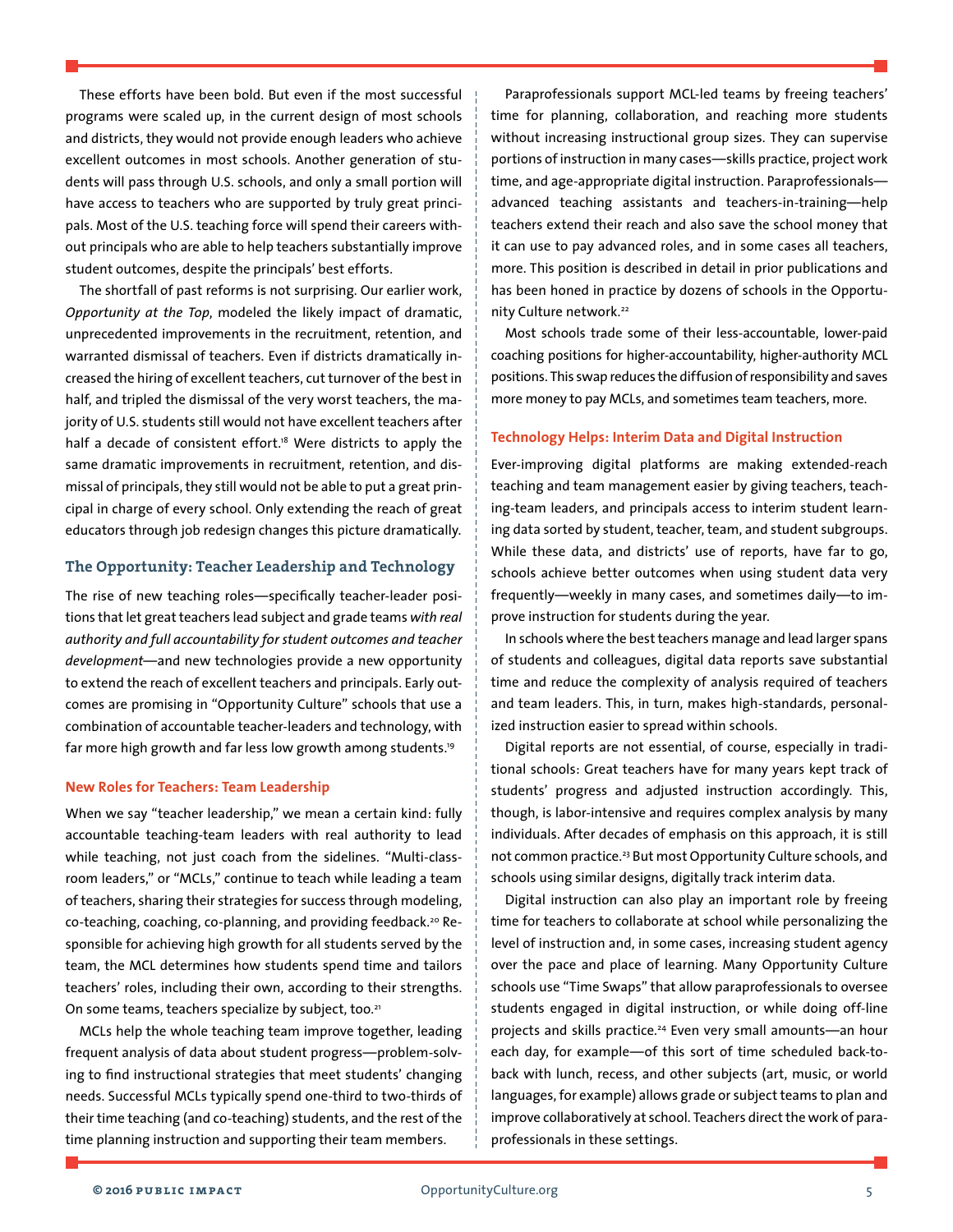These efforts have been bold. But even if the most successful programs were scaled up, in the current design of most schools and districts, they would not provide enough leaders who achieve excellent outcomes in most schools. Another generation of students will pass through U.S. schools, and only a small portion will have access to teachers who are supported by truly great principals. Most of the U.S. teaching force will spend their careers without principals who are able to help teachers substantially improve student outcomes, despite the principals' best efforts.

The shortfall of past reforms is not surprising. Our earlier work, *Opportunity at the Top*, modeled the likely impact of dramatic, unprecedented improvements in the recruitment, retention, and warranted dismissal of teachers. Even if districts dramatically increased the hiring of excellent teachers, cut turnover of the best in half, and tripled the dismissal of the very worst teachers, the majority of U.S. students still would not have excellent teachers after half a decade of consistent effort.[18] Were districts to apply the same dramatic improvements in recruitment, retention, and dismissal of principals, they still would not be able to put a great principal in charge of every school. Only extending the reach of great educators through job redesign changes this picture dramatically.

## The Opportunity: Teacher Leadership and Technology

The rise of new teaching roles—specifically teacher-leader positions that let great teachers lead subject and grade teams *with real authority and full accountability for student outcomes and teacher development*—and new technologies provide a new opportunity to extend the reach of excellent teachers and principals. Early outcomes are promising in "Opportunity Culture" schools that use a combination of accountable teacher-leaders and technology, with far more high growth and far less low growth among students.[19]

### New Roles for Teachers: Team Leadership

When we say "teacher leadership," we mean a certain kind: fully accountable teaching-team leaders with real authority to lead while teaching, not just coach from the sidelines. "Multi-classroom leaders," or "MCLs," continue to teach while leading a team of teachers, sharing their strategies for success through modeling, co-teaching, coaching, co-planning, and providing feedback.[20] Responsible for achieving high growth for all students served by the team, the MCL determines how students spend time and tailors teachers' roles, including their own, according to their strengths. On some teams, teachers specialize by subject, too.[21]

MCLs help the whole teaching team improve together, leading frequent analysis of data about student progress—problem-solving to find instructional strategies that meet students' changing needs. Successful MCLs typically spend one-third to two-thirds of their time teaching (and co-teaching) students, and the rest of the time planning instruction and supporting their team members.

Paraprofessionals support MCL-led teams by freeing teachers' time for planning, collaboration, and reaching more students without increasing instructional group sizes. They can supervise portions of instruction in many cases—skills practice, project work time, and age-appropriate digital instruction. Paraprofessionals—advanced teaching assistants and teachers-in-training—help teachers extend their reach and also save the school money that it can use to pay advanced roles, and in some cases all teachers, more. This position is described in detail in prior publications and has been honed in practice by dozens of schools in the Opportunity Culture network.[22]

Most schools trade some of their less-accountable, lower-paid coaching positions for higher-accountability, higher-authority MCL positions. This swap reduces the diffusion of responsibility and saves more money to pay MCLs, and sometimes team teachers, more.

### Technology Helps: Interim Data and Digital Instruction

Ever-improving digital platforms are making extended-reach teaching and team management easier by giving teachers, teaching-team leaders, and principals access to interim student learning data sorted by student, teacher, team, and student subgroups. While these data, and districts' use of reports, have far to go, schools achieve better outcomes when using student data very frequently—weekly in many cases, and sometimes daily—to improve instruction for students during the year.

In schools where the best teachers manage and lead larger spans of students and colleagues, digital data reports save substantial time and reduce the complexity of analysis required of teachers and team leaders. This, in turn, makes high-standards, personalized instruction easier to spread within schools.

Digital reports are not essential, of course, especially in traditional schools: Great teachers have for many years kept track of students' progress and adjusted instruction accordingly. This, though, is labor-intensive and requires complex analysis by many individuals. After decades of emphasis on this approach, it is still not common practice.[23] But most Opportunity Culture schools, and schools using similar designs, digitally track interim data.

Digital instruction can also play an important role by freeing time for teachers to collaborate at school while personalizing the level of instruction and, in some cases, increasing student agency over the pace and place of learning. Many Opportunity Culture schools use "Time Swaps" that allow paraprofessionals to oversee students engaged in digital instruction, or while doing off-line projects and skills practice.[24] Even very small amounts—an hour each day, for example—of this sort of time scheduled back-to-back with lunch, recess, and other subjects (art, music, or world languages, for example) allows grade or subject teams to plan and improve collaboratively at school. Teachers direct the work of paraprofessionals in these settings.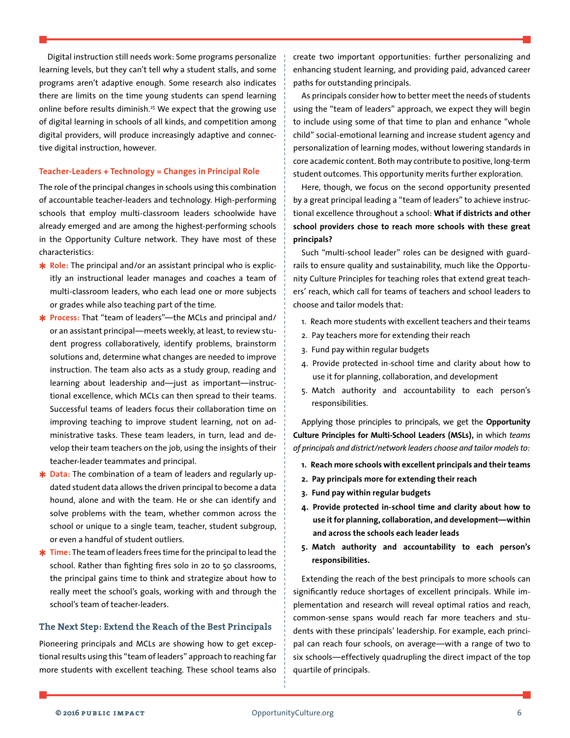Digital instruction still needs work: Some programs personalize learning levels, but they can't tell why a student stalls, and some programs aren't adaptive enough. Some research also indicates there are limits on the time young students can spend learning online before results diminish.[25] We expect that the growing use of digital learning in schools of all kinds, and competition among digital providers, will produce increasingly adaptive and connective digital instruction, however.

### Teacher-Leaders + Technology = Changes in Principal Role

The role of the principal changes in schools using this combination of accountable teacher-leaders and technology. High-performing schools that employ multi-classroom leaders schoolwide have already emerged and are among the highest-performing schools in the Opportunity Culture network. They have most of these characteristics:

- **Role:** The principal and/or an assistant principal who is explicitly an instructional leader manages and coaches a team of multi-classroom leaders, who each lead one or more subjects or grades while also teaching part of the time.
- **Process:** That "team of leaders"—the MCLs and principal and/or an assistant principal—meets weekly, at least, to review student progress collaboratively, identify problems, brainstorm solutions and, determine what changes are needed to improve instruction. The team also acts as a study group, reading and learning about leadership and—just as important—instructional excellence, which MCLs can then spread to their teams. Successful teams of leaders focus their collaboration time on improving teaching to improve student learning, not on administrative tasks. These team leaders, in turn, lead and develop their team teachers on the job, using the insights of their teacher-leader teammates and principal.
- **Data:** The combination of a team of leaders and regularly updated student data allows the driven principal to become a data hound, alone and with the team. He or she can identify and solve problems with the team, whether common across the school or unique to a single team, teacher, student subgroup, or even a handful of student outliers.
- **Time:** The team of leaders frees time for the principal to lead the school. Rather than fighting fires solo in 20 to 50 classrooms, the principal gains time to think and strategize about how to really meet the school's goals, working with and through the school's team of teacher-leaders.

### The Next Step: Extend the Reach of the Best Principals

Pioneering principals and MCLs are showing how to get exceptional results using this "team of leaders" approach to reaching far more students with excellent teaching. These school teams also create two important opportunities: further personalizing and enhancing student learning, and providing paid, advanced career paths for outstanding principals.

As principals consider how to better meet the needs of students using the "team of leaders" approach, we expect they will begin to include using some of that time to plan and enhance "whole child" social-emotional learning and increase student agency and personalization of learning modes, without lowering standards in core academic content. Both may contribute to positive, long-term student outcomes. This opportunity merits further exploration.

Here, though, we focus on the second opportunity presented by a great principal leading a "team of leaders" to achieve instructional excellence throughout a school: **What if districts and other school providers chose to reach more schools with these great principals?**

Such "multi-school leader" roles can be designed with guardrails to ensure quality and sustainability, much like the Opportunity Culture Principles for teaching roles that extend great teachers' reach, which call for teams of teachers and school leaders to choose and tailor models that:

1. Reach more students with excellent teachers and their teams
2. Pay teachers more for extending their reach
3. Fund pay within regular budgets
4. Provide protected in-school time and clarity about how to use it for planning, collaboration, and development
5. Match authority and accountability to each person's responsibilities.

Applying those principles to principals, we get the **Opportunity Culture Principles for Multi-School Leaders (MSLs),** in which *teams of principals and district/network leaders choose and tailor models to:*

1. **Reach more schools with excellent principals and their teams**
2. **Pay principals more for extending their reach**
3. **Fund pay within regular budgets**
4. **Provide protected in-school time and clarity about how to use it for planning, collaboration, and development—within and across the schools each leader leads**
5. **Match authority and accountability to each person's responsibilities.**

Extending the reach of the best principals to more schools can significantly reduce shortages of excellent principals. While implementation and research will reveal optimal ratios and reach, common-sense spans would reach far more teachers and students with these principals' leadership. For example, each principal can reach four schools, on average—with a range of two to six schools—effectively quadrupling the direct impact of the top quartile of principals.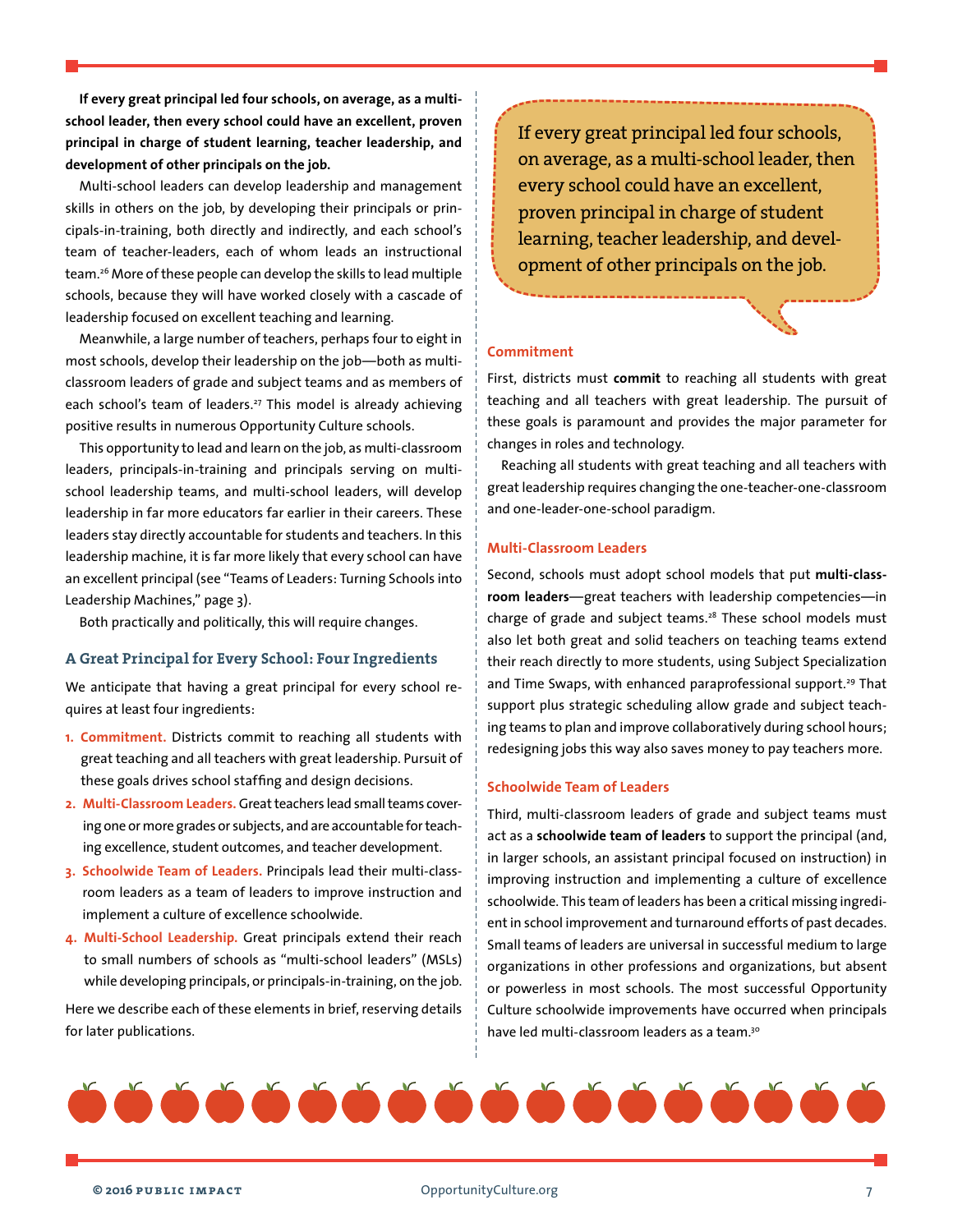**If every great principal led four schools, on average, as a multi-school leader, then every school could have an excellent, proven principal in charge of student learning, teacher leadership, and development of other principals on the job.**

Multi-school leaders can develop leadership and management skills in others on the job, by developing their principals or principals-in-training, both directly and indirectly, and each school's team of teacher-leaders, each of whom leads an instructional team.[26] More of these people can develop the skills to lead multiple schools, because they will have worked closely with a cascade of leadership focused on excellent teaching and learning.

Meanwhile, a large number of teachers, perhaps four to eight in most schools, develop their leadership on the job—both as multi-classroom leaders of grade and subject teams and as members of each school's team of leaders.[27] This model is already achieving positive results in numerous Opportunity Culture schools.

This opportunity to lead and learn on the job, as multi-classroom leaders, principals-in-training and principals serving on multi-school leadership teams, and multi-school leaders, will develop leadership in far more educators far earlier in their careers. These leaders stay directly accountable for students and teachers. In this leadership machine, it is far more likely that every school can have an excellent principal (see "Teams of Leaders: Turning Schools into Leadership Machines," page 3).

Both practically and politically, this will require changes.

### A Great Principal for Every School: Four Ingredients

We anticipate that having a great principal for every school requires at least four ingredients:

1. **Commitment.** Districts commit to reaching all students with great teaching and all teachers with great leadership. Pursuit of these goals drives school staffing and design decisions.
2. **Multi-Classroom Leaders.** Great teachers lead small teams covering one or more grades or subjects, and are accountable for teaching excellence, student outcomes, and teacher development.
3. **Schoolwide Team of Leaders.** Principals lead their multi-classroom leaders as a team of leaders to improve instruction and implement a culture of excellence schoolwide.
4. **Multi-School Leadership.** Great principals extend their reach to small numbers of schools as "multi-school leaders" (MSLs) while developing principals, or principals-in-training, on the job.

Here we describe each of these elements in brief, reserving details for later publications.

> If every great principal led four schools, on average, as a multi-school leader, then every school could have an excellent, proven principal in charge of student learning, teacher leadership, and development of other principals on the job.

#### Commitment

First, districts must **commit** to reaching all students with great teaching and all teachers with great leadership. The pursuit of these goals is paramount and provides the major parameter for changes in roles and technology.

Reaching all students with great teaching and all teachers with great leadership requires changing the one-teacher-one-classroom and one-leader-one-school paradigm.

#### Multi-Classroom Leaders

Second, schools must adopt school models that put **multi-classroom leaders**—great teachers with leadership competencies—in charge of grade and subject teams.[28] These school models must also let both great and solid teachers on teaching teams extend their reach directly to more students, using Subject Specialization and Time Swaps, with enhanced paraprofessional support.[29] That support plus strategic scheduling allow grade and subject teaching teams to plan and improve collaboratively during school hours; redesigning jobs this way also saves money to pay teachers more.

#### Schoolwide Team of Leaders

Third, multi-classroom leaders of grade and subject teams must act as a **schoolwide team of leaders** to support the principal (and, in larger schools, an assistant principal focused on instruction) in improving instruction and implementing a culture of excellence schoolwide. This team of leaders has been a critical missing ingredient in school improvement and turnaround efforts of past decades. Small teams of leaders are universal in successful medium to large organizations in other professions and organizations, but absent or powerless in most schools. The most successful Opportunity Culture schoolwide improvements have occurred when principals have led multi-classroom leaders as a team.[30]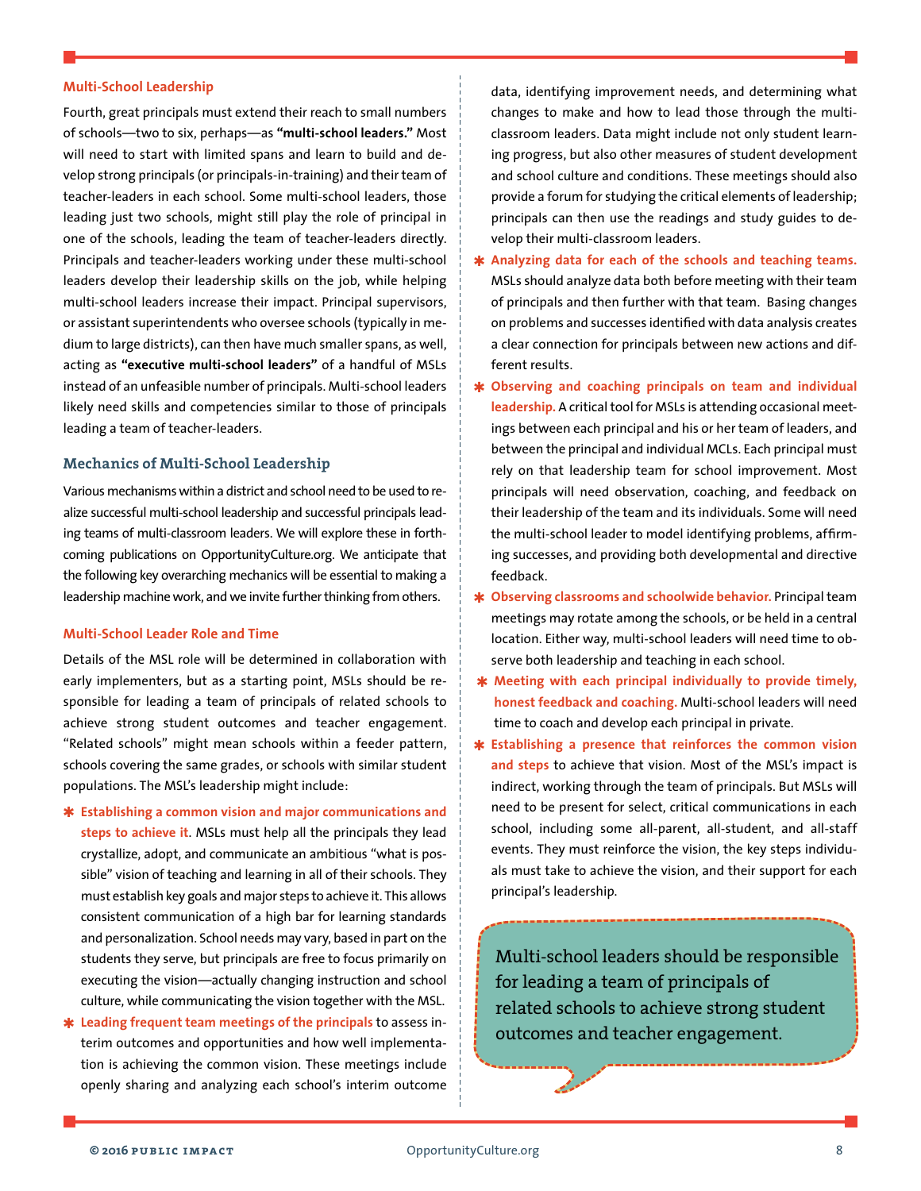### Multi-School Leadership

Fourth, great principals must extend their reach to small numbers of schools—two to six, perhaps—as **"multi-school leaders."** Most will need to start with limited spans and learn to build and develop strong principals (or principals-in-training) and their team of teacher-leaders in each school. Some multi-school leaders, those leading just two schools, might still play the role of principal in one of the schools, leading the team of teacher-leaders directly. Principals and teacher-leaders working under these multi-school leaders develop their leadership skills on the job, while helping multi-school leaders increase their impact. Principal supervisors, or assistant superintendents who oversee schools (typically in medium to large districts), can then have much smaller spans, as well, acting as **"executive multi-school leaders"** of a handful of MSLs instead of an unfeasible number of principals. Multi-school leaders likely need skills and competencies similar to those of principals leading a team of teacher-leaders.

## Mechanics of Multi-School Leadership

Various mechanisms within a district and school need to be used to realize successful multi-school leadership and successful principals leading teams of multi-classroom leaders. We will explore these in forthcoming publications on OpportunityCulture.org. We anticipate that the following key overarching mechanics will be essential to making a leadership machine work, and we invite further thinking from others.

### Multi-School Leader Role and Time

Details of the MSL role will be determined in collaboration with early implementers, but as a starting point, MSLs should be responsible for leading a team of principals of related schools to achieve strong student outcomes and teacher engagement. "Related schools" might mean schools within a feeder pattern, schools covering the same grades, or schools with similar student populations. The MSL's leadership might include:

- **Establishing a common vision and major communications and steps to achieve it.** MSLs must help all the principals they lead crystallize, adopt, and communicate an ambitious "what is possible" vision of teaching and learning in all of their schools. They must establish key goals and major steps to achieve it. This allows consistent communication of a high bar for learning standards and personalization. School needs may vary, based in part on the students they serve, but principals are free to focus primarily on executing the vision—actually changing instruction and school culture, while communicating the vision together with the MSL.
- **Leading frequent team meetings of the principals** to assess interim outcomes and opportunities and how well implementation is achieving the common vision. These meetings include openly sharing and analyzing each school's interim outcome data, identifying improvement needs, and determining what changes to make and how to lead those through the multi-classroom leaders. Data might include not only student learning progress, but also other measures of student development and school culture and conditions. These meetings should also provide a forum for studying the critical elements of leadership; principals can then use the readings and study guides to develop their multi-classroom leaders.
- **Analyzing data for each of the schools and teaching teams.** MSLs should analyze data both before meeting with their team of principals and then further with that team. Basing changes on problems and successes identified with data analysis creates a clear connection for principals between new actions and different results.
- **Observing and coaching principals on team and individual leadership.** A critical tool for MSLs is attending occasional meetings between each principal and his or her team of leaders, and between the principal and individual MCLs. Each principal must rely on that leadership team for school improvement. Most principals will need observation, coaching, and feedback on their leadership of the team and its individuals. Some will need the multi-school leader to model identifying problems, affirming successes, and providing both developmental and directive feedback.
- **Observing classrooms and schoolwide behavior.** Principal team meetings may rotate among the schools, or be held in a central location. Either way, multi-school leaders will need time to observe both leadership and teaching in each school.
- **Meeting with each principal individually to provide timely, honest feedback and coaching.** Multi-school leaders will need time to coach and develop each principal in private.
- **Establishing a presence that reinforces the common vision and steps** to achieve that vision. Most of the MSL's impact is indirect, working through the team of principals. But MSLs will need to be present for select, critical communications in each school, including some all-parent, all-student, and all-staff events. They must reinforce the vision, the key steps individuals must take to achieve the vision, and their support for each principal's leadership.

> Multi-school leaders should be responsible for leading a team of principals of related schools to achieve strong student outcomes and teacher engagement.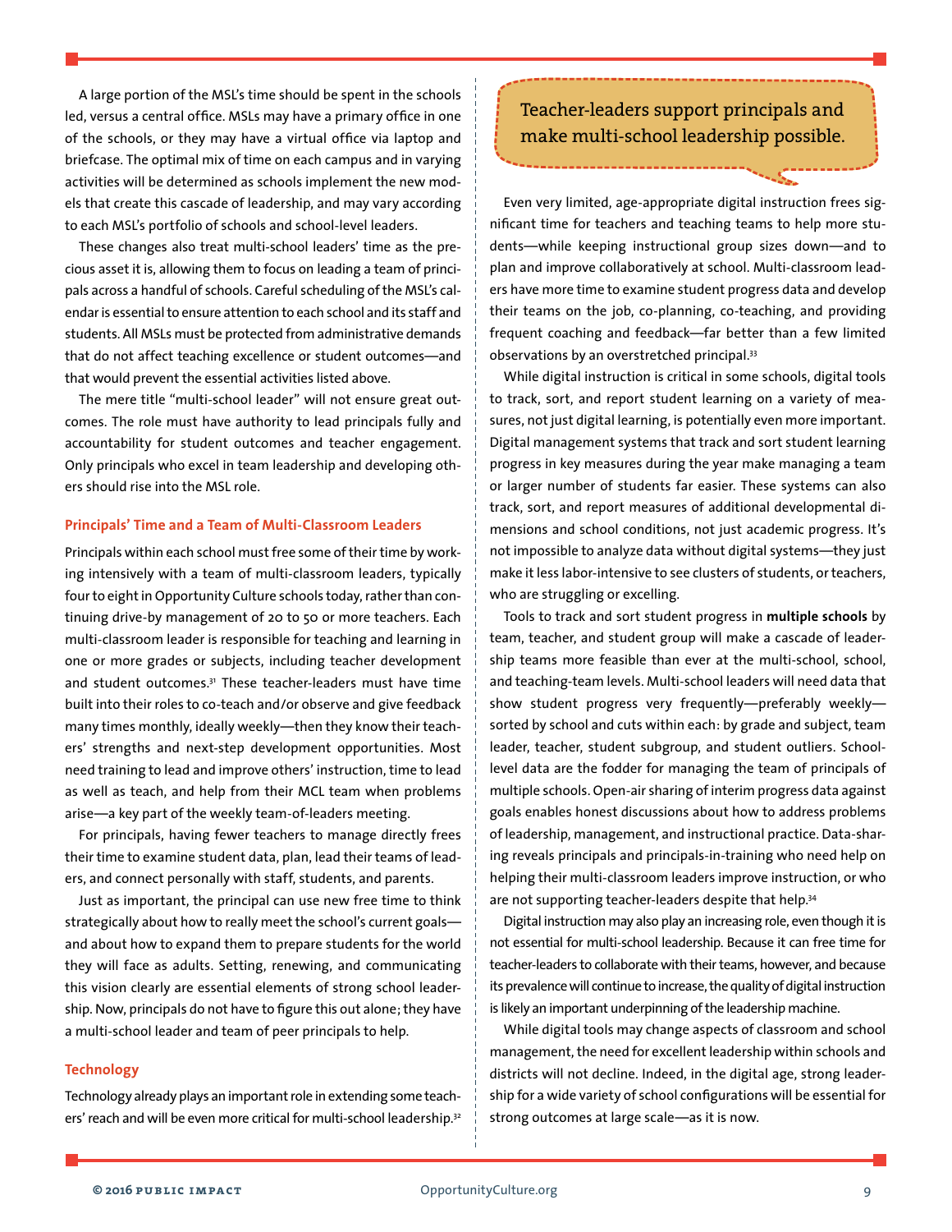A large portion of the MSL's time should be spent in the schools led, versus a central office. MSLs may have a primary office in one of the schools, or they may have a virtual office via laptop and briefcase. The optimal mix of time on each campus and in varying activities will be determined as schools implement the new models that create this cascade of leadership, and may vary according to each MSL's portfolio of schools and school-level leaders.

These changes also treat multi-school leaders' time as the precious asset it is, allowing them to focus on leading a team of principals across a handful of schools. Careful scheduling of the MSL's calendar is essential to ensure attention to each school and its staff and students. All MSLs must be protected from administrative demands that do not affect teaching excellence or student outcomes—and that would prevent the essential activities listed above.

The mere title "multi-school leader" will not ensure great outcomes. The role must have authority to lead principals fully and accountability for student outcomes and teacher engagement. Only principals who excel in team leadership and developing others should rise into the MSL role.

### Principals' Time and a Team of Multi-Classroom Leaders

Principals within each school must free some of their time by working intensively with a team of multi-classroom leaders, typically four to eight in Opportunity Culture schools today, rather than continuing drive-by management of 20 to 50 or more teachers. Each multi-classroom leader is responsible for teaching and learning in one or more grades or subjects, including teacher development and student outcomes.[31] These teacher-leaders must have time built into their roles to co-teach and/or observe and give feedback many times monthly, ideally weekly—then they know their teachers' strengths and next-step development opportunities. Most need training to lead and improve others' instruction, time to lead as well as teach, and help from their MCL team when problems arise—a key part of the weekly team-of-leaders meeting.

For principals, having fewer teachers to manage directly frees their time to examine student data, plan, lead their teams of leaders, and connect personally with staff, students, and parents.

Just as important, the principal can use new free time to think strategically about how to really meet the school's current goals—and about how to expand them to prepare students for the world they will face as adults. Setting, renewing, and communicating this vision clearly are essential elements of strong school leadership. Now, principals do not have to figure this out alone; they have a multi-school leader and team of peer principals to help.

### Technology

Technology already plays an important role in extending some teachers' reach and will be even more critical for multi-school leadership.[32]

> Teacher-leaders support principals and make multi-school leadership possible.

Even very limited, age-appropriate digital instruction frees significant time for teachers and teaching teams to help more students—while keeping instructional group sizes down—and to plan and improve collaboratively at school. Multi-classroom leaders have more time to examine student progress data and develop their teams on the job, co-planning, co-teaching, and providing frequent coaching and feedback—far better than a few limited observations by an overstretched principal.[33]

While digital instruction is critical in some schools, digital tools to track, sort, and report student learning on a variety of measures, not just digital learning, is potentially even more important. Digital management systems that track and sort student learning progress in key measures during the year make managing a team or larger number of students far easier. These systems can also track, sort, and report measures of additional developmental dimensions and school conditions, not just academic progress. It's not impossible to analyze data without digital systems—they just make it less labor-intensive to see clusters of students, or teachers, who are struggling or excelling.

Tools to track and sort student progress in **multiple schools** by team, teacher, and student group will make a cascade of leadership teams more feasible than ever at the multi-school, school, and teaching-team levels. Multi-school leaders will need data that show student progress very frequently—preferably weekly—sorted by school and cuts within each: by grade and subject, team leader, teacher, student subgroup, and student outliers. School-level data are the fodder for managing the team of principals of multiple schools. Open-air sharing of interim progress data against goals enables honest discussions about how to address problems of leadership, management, and instructional practice. Data-sharing reveals principals and principals-in-training who need help on helping their multi-classroom leaders improve instruction, or who are not supporting teacher-leaders despite that help.[34]

Digital instruction may also play an increasing role, even though it is not essential for multi-school leadership. Because it can free time for teacher-leaders to collaborate with their teams, however, and because its prevalence will continue to increase, the quality of digital instruction is likely an important underpinning of the leadership machine.

While digital tools may change aspects of classroom and school management, the need for excellent leadership within schools and districts will not decline. Indeed, in the digital age, strong leadership for a wide variety of school configurations will be essential for strong outcomes at large scale—as it is now.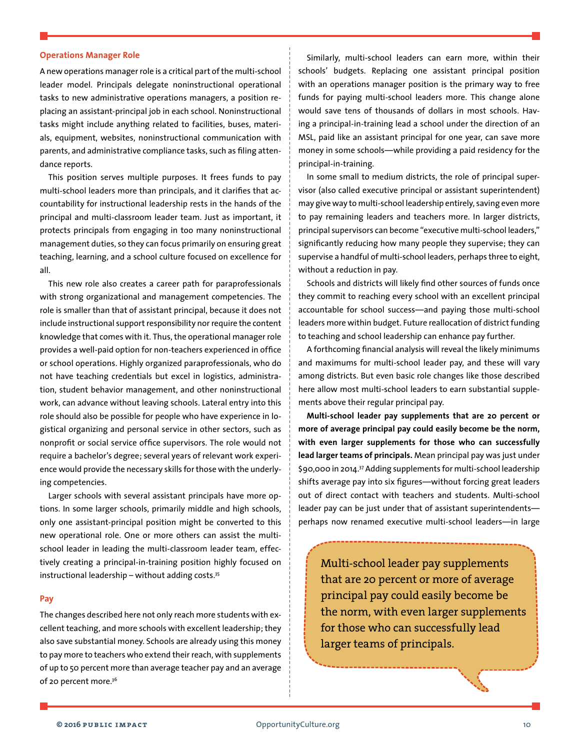### Operations Manager Role

A new operations manager role is a critical part of the multi-school leader model. Principals delegate noninstructional operational tasks to new administrative operations managers, a position replacing an assistant-principal job in each school. Noninstructional tasks might include anything related to facilities, buses, materials, equipment, websites, noninstructional communication with parents, and administrative compliance tasks, such as filing attendance reports.

This position serves multiple purposes. It frees funds to pay multi-school leaders more than principals, and it clarifies that accountability for instructional leadership rests in the hands of the principal and multi-classroom leader team. Just as important, it protects principals from engaging in too many noninstructional management duties, so they can focus primarily on ensuring great teaching, learning, and a school culture focused on excellence for all.

This new role also creates a career path for paraprofessionals with strong organizational and management competencies. The role is smaller than that of assistant principal, because it does not include instructional support responsibility nor require the content knowledge that comes with it. Thus, the operational manager role provides a well-paid option for non-teachers experienced in office or school operations. Highly organized paraprofessionals, who do not have teaching credentials but excel in logistics, administration, student behavior management, and other noninstructional work, can advance without leaving schools. Lateral entry into this role should also be possible for people who have experience in logistical organizing and personal service in other sectors, such as nonprofit or social service office supervisors. The role would not require a bachelor's degree; several years of relevant work experience would provide the necessary skills for those with the underlying competencies.

Larger schools with several assistant principals have more options. In some larger schools, primarily middle and high schools, only one assistant-principal position might be converted to this new operational role. One or more others can assist the multi-school leader in leading the multi-classroom leader team, effectively creating a principal-in-training position highly focused on instructional leadership – without adding costs.[35]

### Pay

The changes described here not only reach more students with excellent teaching, and more schools with excellent leadership; they also save substantial money. Schools are already using this money to pay more to teachers who extend their reach, with supplements of up to 50 percent more than average teacher pay and an average of 20 percent more.[36]

Similarly, multi-school leaders can earn more, within their schools' budgets. Replacing one assistant principal position with an operations manager position is the primary way to free funds for paying multi-school leaders more. This change alone would save tens of thousands of dollars in most schools. Having a principal-in-training lead a school under the direction of an MSL, paid like an assistant principal for one year, can save more money in some schools—while providing a paid residency for the principal-in-training.

In some small to medium districts, the role of principal supervisor (also called executive principal or assistant superintendent) may give way to multi-school leadership entirely, saving even more to pay remaining leaders and teachers more. In larger districts, principal supervisors can become "executive multi-school leaders," significantly reducing how many people they supervise; they can supervise a handful of multi-school leaders, perhaps three to eight, without a reduction in pay.

Schools and districts will likely find other sources of funds once they commit to reaching every school with an excellent principal accountable for school success—and paying those multi-school leaders more within budget. Future reallocation of district funding to teaching and school leadership can enhance pay further.

A forthcoming financial analysis will reveal the likely minimums and maximums for multi-school leader pay, and these will vary among districts. But even basic role changes like those described here allow most multi-school leaders to earn substantial supplements above their regular principal pay.

**Multi-school leader pay supplements that are 20 percent or more of average principal pay could easily become be the norm, with even larger supplements for those who can successfully lead larger teams of principals.** Mean principal pay was just under $90,000 in 2014.[37] Adding supplements for multi-school leadership shifts average pay into six figures—without forcing great leaders out of direct contact with teachers and students. Multi-school leader pay can be just under that of assistant superintendents—perhaps now renamed executive multi-school leaders—in large

> Multi-school leader pay supplements that are 20 percent or more of average principal pay could easily become be the norm, with even larger supplements for those who can successfully lead larger teams of principals.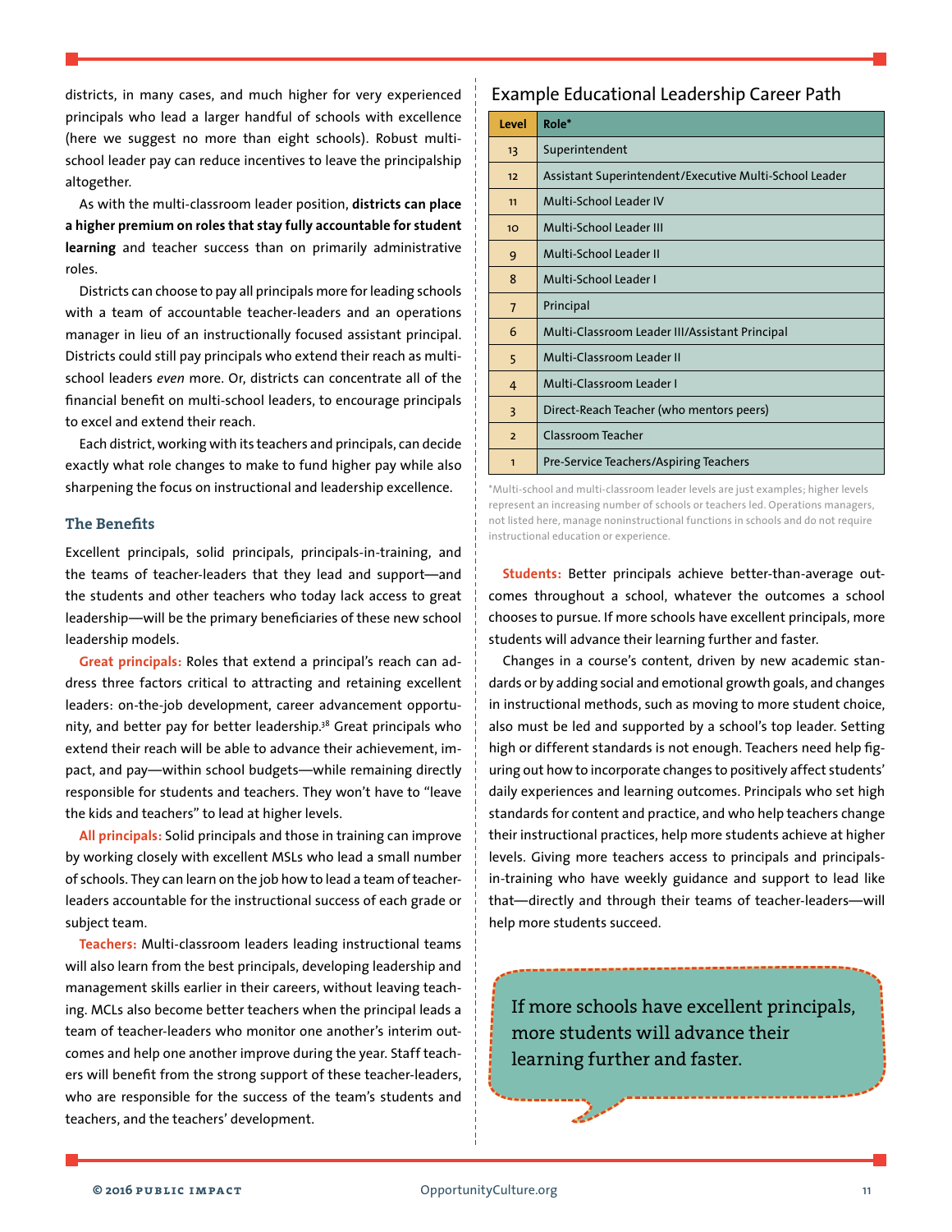districts, in many cases, and much higher for very experienced principals who lead a larger handful of schools with excellence (here we suggest no more than eight schools). Robust multi-school leader pay can reduce incentives to leave the principalship altogether.

As with the multi-classroom leader position, **districts can place a higher premium on roles that stay fully accountable for student learning** and teacher success than on primarily administrative roles.

Districts can choose to pay all principals more for leading schools with a team of accountable teacher-leaders and an operations manager in lieu of an instructionally focused assistant principal. Districts could still pay principals who extend their reach as multi-school leaders *even* more. Or, districts can concentrate all of the financial benefit on multi-school leaders, to encourage principals to excel and extend their reach.

Each district, working with its teachers and principals, can decide exactly what role changes to make to fund higher pay while also sharpening the focus on instructional and leadership excellence.

### The Benefits

Excellent principals, solid principals, principals-in-training, and the teams of teacher-leaders that they lead and support—and the students and other teachers who today lack access to great leadership—will be the primary beneficiaries of these new school leadership models.

**Great principals:** Roles that extend a principal's reach can address three factors critical to attracting and retaining excellent leaders: on-the-job development, career advancement opportunity, and better pay for better leadership.[38] Great principals who extend their reach will be able to advance their achievement, impact, and pay—within school budgets—while remaining directly responsible for students and teachers. They won't have to "leave the kids and teachers" to lead at higher levels.

**All principals:** Solid principals and those in training can improve by working closely with excellent MSLs who lead a small number of schools. They can learn on the job how to lead a team of teacher-leaders accountable for the instructional success of each grade or subject team.

**Teachers:** Multi-classroom leaders leading instructional teams will also learn from the best principals, developing leadership and management skills earlier in their careers, without leaving teaching. MCLs also become better teachers when the principal leads a team of teacher-leaders who monitor one another's interim outcomes and help one another improve during the year. Staff teachers will benefit from the strong support of these teacher-leaders, who are responsible for the success of the team's students and teachers, and the teachers' development.

### Example Educational Leadership Career Path

| Level | Role* |
|---|---|
| 13 | Superintendent |
| 12 | Assistant Superintendent/Executive Multi-School Leader |
| 11 | Multi-School Leader IV |
| 10 | Multi-School Leader III |
| 9 | Multi-School Leader II |
| 8 | Multi-School Leader I |
| 7 | Principal |
| 6 | Multi-Classroom Leader III/Assistant Principal |
| 5 | Multi-Classroom Leader II |
| 4 | Multi-Classroom Leader I |
| 3 | Direct-Reach Teacher (who mentors peers) |
| 2 | Classroom Teacher |
| 1 | Pre-Service Teachers/Aspiring Teachers |

*Multi-school and multi-classroom leader levels are just examples; higher levels represent an increasing number of schools or teachers led. Operations managers, not listed here, manage noninstructional functions in schools and do not require instructional education or experience.

**Students:** Better principals achieve better-than-average outcomes throughout a school, whatever the outcomes a school chooses to pursue. If more schools have excellent principals, more students will advance their learning further and faster.

Changes in a course's content, driven by new academic standards or by adding social and emotional growth goals, and changes in instructional methods, such as moving to more student choice, also must be led and supported by a school's top leader. Setting high or different standards is not enough. Teachers need help figuring out how to incorporate changes to positively affect students' daily experiences and learning outcomes. Principals who set high standards for content and practice, and who help teachers change their instructional practices, help more students achieve at higher levels. Giving more teachers access to principals and principals-in-training who have weekly guidance and support to lead like that—directly and through their teams of teacher-leaders—will help more students succeed.

> If more schools have excellent principals, more students will advance their learning further and faster.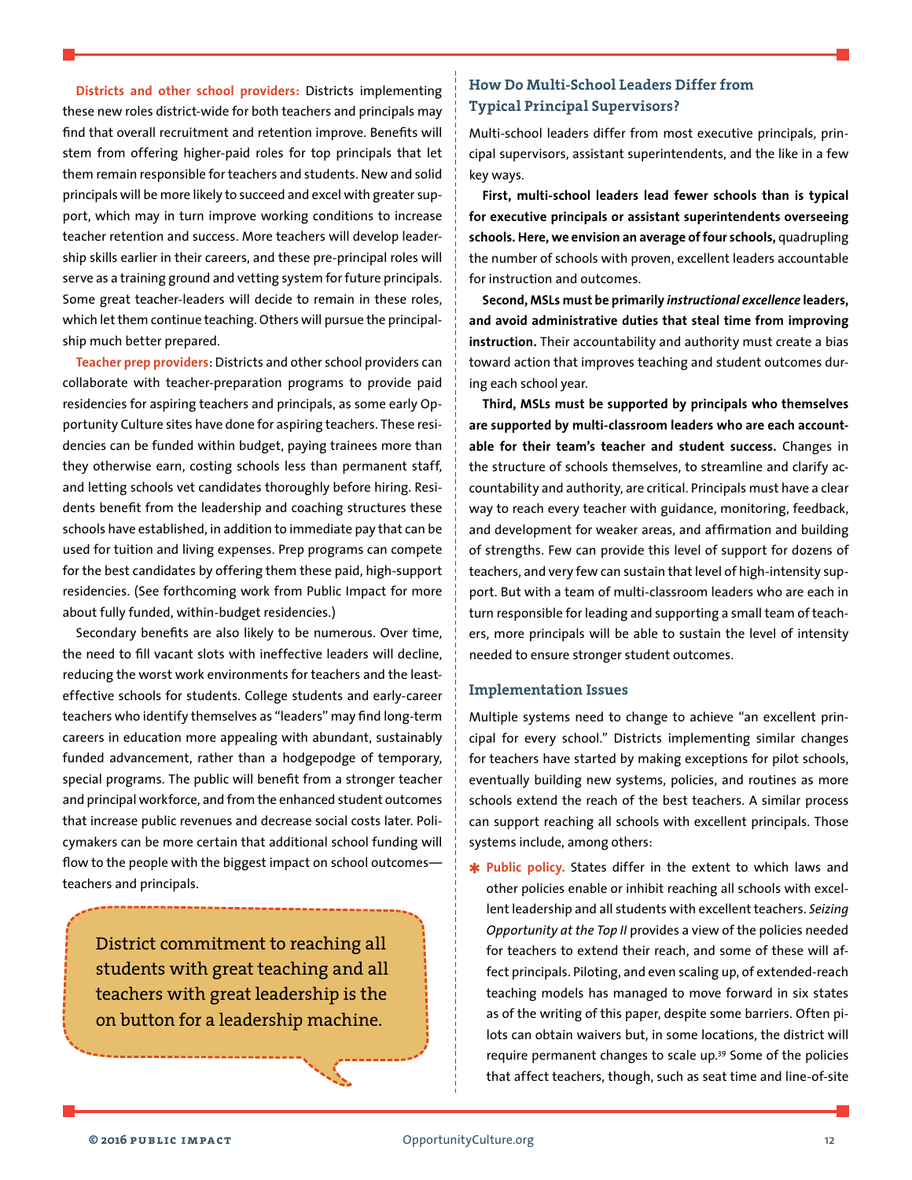**Districts and other school providers:** Districts implementing these new roles district-wide for both teachers and principals may find that overall recruitment and retention improve. Benefits will stem from offering higher-paid roles for top principals that let them remain responsible for teachers and students. New and solid principals will be more likely to succeed and excel with greater support, which may in turn improve working conditions to increase teacher retention and success. More teachers will develop leadership skills earlier in their careers, and these pre-principal roles will serve as a training ground and vetting system for future principals. Some great teacher-leaders will decide to remain in these roles, which let them continue teaching. Others will pursue the principalship much better prepared.

**Teacher prep providers:** Districts and other school providers can collaborate with teacher-preparation programs to provide paid residencies for aspiring teachers and principals, as some early Opportunity Culture sites have done for aspiring teachers. These residencies can be funded within budget, paying trainees more than they otherwise earn, costing schools less than permanent staff, and letting schools vet candidates thoroughly before hiring. Residents benefit from the leadership and coaching structures these schools have established, in addition to immediate pay that can be used for tuition and living expenses. Prep programs can compete for the best candidates by offering them these paid, high-support residencies. (See forthcoming work from Public Impact for more about fully funded, within-budget residencies.)

Secondary benefits are also likely to be numerous. Over time, the need to fill vacant slots with ineffective leaders will decline, reducing the worst work environments for teachers and the least-effective schools for students. College students and early-career teachers who identify themselves as "leaders" may find long-term careers in education more appealing with abundant, sustainably funded advancement, rather than a hodgepodge of temporary, special programs. The public will benefit from a stronger teacher and principal workforce, and from the enhanced student outcomes that increase public revenues and decrease social costs later. Policymakers can be more certain that additional school funding will flow to the people with the biggest impact on school outcomes—teachers and principals.

> District commitment to reaching all students with great teaching and all teachers with great leadership is the on button for a leadership machine.

### How Do Multi-School Leaders Differ from Typical Principal Supervisors?

Multi-school leaders differ from most executive principals, principal supervisors, assistant superintendents, and the like in a few key ways.

**First, multi-school leaders lead fewer schools than is typical for executive principals or assistant superintendents overseeing schools. Here, we envision an average of four schools,** quadrupling the number of schools with proven, excellent leaders accountable for instruction and outcomes.

**Second, MSLs must be primarily *instructional excellence* leaders, and avoid administrative duties that steal time from improving instruction.** Their accountability and authority must create a bias toward action that improves teaching and student outcomes during each school year.

**Third, MSLs must be supported by principals who themselves are supported by multi-classroom leaders who are each accountable for their team's teacher and student success.** Changes in the structure of schools themselves, to streamline and clarify accountability and authority, are critical. Principals must have a clear way to reach every teacher with guidance, monitoring, feedback, and development for weaker areas, and affirmation and building of strengths. Few can provide this level of support for dozens of teachers, and very few can sustain that level of high-intensity support. But with a team of multi-classroom leaders who are each in turn responsible for leading and supporting a small team of teachers, more principals will be able to sustain the level of intensity needed to ensure stronger student outcomes.

### Implementation Issues

Multiple systems need to change to achieve "an excellent principal for every school." Districts implementing similar changes for teachers have started by making exceptions for pilot schools, eventually building new systems, policies, and routines as more schools extend the reach of the best teachers. A similar process can support reaching all schools with excellent principals. Those systems include, among others:

* **Public policy.** States differ in the extent to which laws and other policies enable or inhibit reaching all schools with excellent leadership and all students with excellent teachers. *Seizing Opportunity at the Top II* provides a view of the policies needed for teachers to extend their reach, and some of these will affect principals. Piloting, and even scaling up, of extended-reach teaching models has managed to move forward in six states as of the writing of this paper, despite some barriers. Often pilots can obtain waivers but, in some locations, the district will require permanent changes to scale up.[39] Some of the policies that affect teachers, though, such as seat time and line-of-site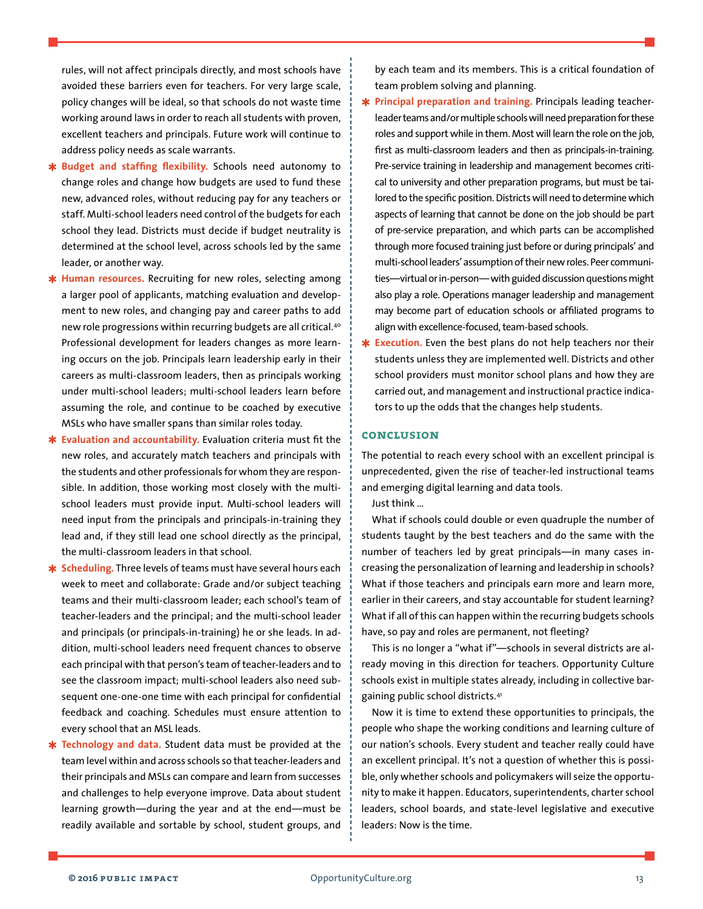rules, will not affect principals directly, and most schools have avoided these barriers even for teachers. For very large scale, policy changes will be ideal, so that schools do not waste time working around laws in order to reach all students with proven, excellent teachers and principals. Future work will continue to address policy needs as scale warrants.

- **Budget and staffing flexibility.** Schools need autonomy to change roles and change how budgets are used to fund these new, advanced roles, without reducing pay for any teachers or staff. Multi-school leaders need control of the budgets for each school they lead. Districts must decide if budget neutrality is determined at the school level, across schools led by the same leader, or another way.
- **Human resources.** Recruiting for new roles, selecting among a larger pool of applicants, matching evaluation and development to new roles, and changing pay and career paths to add new role progressions within recurring budgets are all critical.[40] Professional development for leaders changes as more learning occurs on the job. Principals learn leadership early in their careers as multi-classroom leaders, then as principals working under multi-school leaders; multi-school leaders learn before assuming the role, and continue to be coached by executive MSLs who have smaller spans than similar roles today.
- **Evaluation and accountability.** Evaluation criteria must fit the new roles, and accurately match teachers and principals with the students and other professionals for whom they are responsible. In addition, those working most closely with the multi-school leaders must provide input. Multi-school leaders will need input from the principals and principals-in-training they lead and, if they still lead one school directly as the principal, the multi-classroom leaders in that school.
- **Scheduling.** Three levels of teams must have several hours each week to meet and collaborate: Grade and/or subject teaching teams and their multi-classroom leader; each school's team of teacher-leaders and the principal; and the multi-school leader and principals (or principals-in-training) he or she leads. In addition, multi-school leaders need frequent chances to observe each principal with that person's team of teacher-leaders and to see the classroom impact; multi-school leaders also need subsequent one-one-one time with each principal for confidential feedback and coaching. Schedules must ensure attention to every school that an MSL leads.
- **Technology and data.** Student data must be provided at the team level within and across schools so that teacher-leaders and their principals and MSLs can compare and learn from successes and challenges to help everyone improve. Data about student learning growth—during the year and at the end—must be readily available and sortable by school, student groups, and by each team and its members. This is a critical foundation of team problem solving and planning.
- **Principal preparation and training.** Principals leading teacher-leader teams and/or multiple schools will need preparation for these roles and support while in them. Most will learn the role on the job, first as multi-classroom leaders and then as principals-in-training. Pre-service training in leadership and management becomes critical to university and other preparation programs, but must be tailored to the specific position. Districts will need to determine which aspects of learning that cannot be done on the job should be part of pre-service preparation, and which parts can be accomplished through more focused training just before or during principals' and multi-school leaders' assumption of their new roles. Peer communities—virtual or in-person—with guided discussion questions might also play a role. Operations manager leadership and management may become part of education schools or affiliated programs to align with excellence-focused, team-based schools.
- **Execution.** Even the best plans do not help teachers nor their students unless they are implemented well. Districts and other school providers must monitor school plans and how they are carried out, and management and instructional practice indicators to up the odds that the changes help students.

## CONCLUSION

The potential to reach every school with an excellent principal is unprecedented, given the rise of teacher-led instructional teams and emerging digital learning and data tools.

Just think ...

What if schools could double or even quadruple the number of students taught by the best teachers and do the same with the number of teachers led by great principals—in many cases increasing the personalization of learning and leadership in schools? What if those teachers and principals earn more and learn more, earlier in their careers, and stay accountable for student learning? What if all of this can happen within the recurring budgets schools have, so pay and roles are permanent, not fleeting?

This is no longer a "what if"—schools in several districts are already moving in this direction for teachers. Opportunity Culture schools exist in multiple states already, including in collective bargaining public school districts.[41]

Now it is time to extend these opportunities to principals, the people who shape the working conditions and learning culture of our nation's schools. Every student and teacher really could have an excellent principal. It's not a question of whether this is possible, only whether schools and policymakers will seize the opportunity to make it happen. Educators, superintendents, charter school leaders, school boards, and state-level legislative and executive leaders: Now is the time.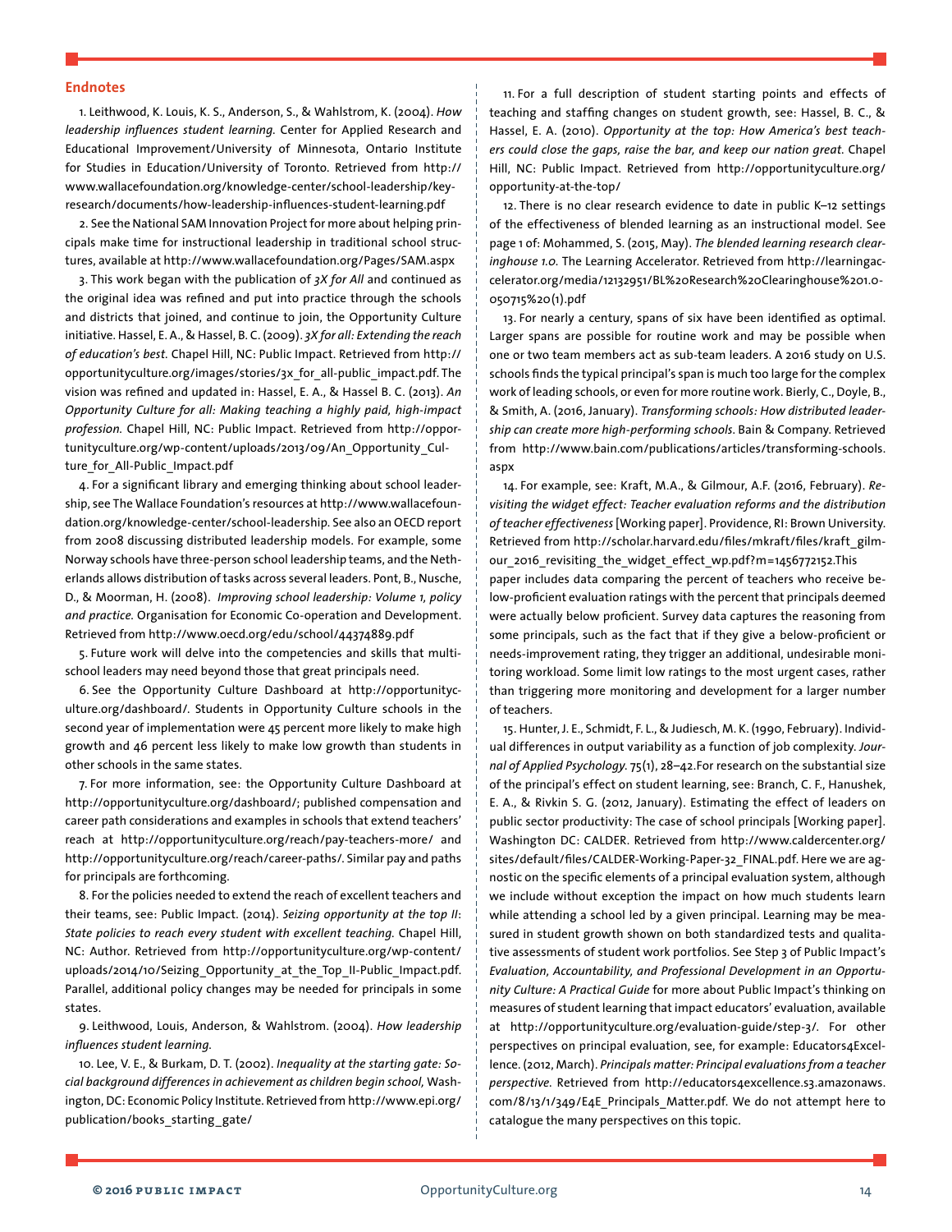## Endnotes

1. Leithwood, K. Louis, K. S., Anderson, S., & Wahlstrom, K. (2004). *How leadership influences student learning.* Center for Applied Research and Educational Improvement/University of Minnesota, Ontario Institute for Studies in Education/University of Toronto. Retrieved from http://www.wallacefoundation.org/knowledge-center/school-leadership/key-research/documents/how-leadership-influences-student-learning.pdf

2. See the National SAM Innovation Project for more about helping principals make time for instructional leadership in traditional school structures, available at http://www.wallacefoundation.org/Pages/SAM.aspx

3. This work began with the publication of *3X for All* and continued as the original idea was refined and put into practice through the schools and districts that joined, and continue to join, the Opportunity Culture initiative. Hassel, E. A., & Hassel, B. C. (2009). *3X for all: Extending the reach of education's best.* Chapel Hill, NC: Public Impact. Retrieved from http://opportunityculture.org/images/stories/3x_for_all-public_impact.pdf. The vision was refined and updated in: Hassel, E. A., & Hassel B. C. (2013). *An Opportunity Culture for all: Making teaching a highly paid, high-impact profession.* Chapel Hill, NC: Public Impact. Retrieved from http://opportunityculture.org/wp-content/uploads/2013/09/An_Opportunity_Culture_for_All-Public_Impact.pdf

4. For a significant library and emerging thinking about school leadership, see The Wallace Foundation's resources at http://www.wallacefoundation.org/knowledge-center/school-leadership. See also an OECD report from 2008 discussing distributed leadership models. For example, some Norway schools have three-person school leadership teams, and the Netherlands allows distribution of tasks across several leaders. Pont, B., Nusche, D., & Moorman, H. (2008). *Improving school leadership: Volume 1, policy and practice.* Organisation for Economic Co-operation and Development. Retrieved from http://www.oecd.org/edu/school/44374889.pdf

5. Future work will delve into the competencies and skills that multi-school leaders may need beyond those that great principals need.

6. See the Opportunity Culture Dashboard at http://opportunityculture.org/dashboard/. Students in Opportunity Culture schools in the second year of implementation were 45 percent more likely to make high growth and 46 percent less likely to make low growth than students in other schools in the same states.

7. For more information, see: the Opportunity Culture Dashboard at http://opportunityculture.org/dashboard/; published compensation and career path considerations and examples in schools that extend teachers' reach at http://opportunityculture.org/reach/pay-teachers-more/ and http://opportunityculture.org/reach/career-paths/. Similar pay and paths for principals are forthcoming.

8. For the policies needed to extend the reach of excellent teachers and their teams, see: Public Impact. (2014). *Seizing opportunity at the top II: State policies to reach every student with excellent teaching.* Chapel Hill, NC: Author. Retrieved from http://opportunityculture.org/wp-content/uploads/2014/10/Seizing_Opportunity_at_the_Top_II-Public_Impact.pdf. Parallel, additional policy changes may be needed for principals in some states.

9. Leithwood, Louis, Anderson, & Wahlstrom. (2004). *How leadership influences student learning.*

10. Lee, V. E., & Burkam, D. T. (2002). *Inequality at the starting gate: Social background differences in achievement as children begin school,* Washington, DC: Economic Policy Institute. Retrieved from http://www.epi.org/publication/books_starting_gate/

11. For a full description of student starting points and effects of teaching and staffing changes on student growth, see: Hassel, B. C., & Hassel, E. A. (2010). *Opportunity at the top: How America's best teachers could close the gaps, raise the bar, and keep our nation great.* Chapel Hill, NC: Public Impact. Retrieved from http://opportunityculture.org/opportunity-at-the-top/

12. There is no clear research evidence to date in public K–12 settings of the effectiveness of blended learning as an instructional model. See page 1 of: Mohammed, S. (2015, May). *The blended learning research clearinghouse 1.0.* The Learning Accelerator. Retrieved from http://learningaccelerator.org/media/12132951/BL%20Research%20Clearinghouse%201.0-050715%20(1).pdf

13. For nearly a century, spans of six have been identified as optimal. Larger spans are possible for routine work and may be possible when one or two team members act as sub-team leaders. A 2016 study on U.S. schools finds the typical principal's span is much too large for the complex work of leading schools, or even for more routine work. Bierly, C., Doyle, B., & Smith, A. (2016, January). *Transforming schools: How distributed leadership can create more high-performing schools.* Bain & Company. Retrieved from http://www.bain.com/publications/articles/transforming-schools.aspx

14. For example, see: Kraft, M.A., & Gilmour, A.F. (2016, February). *Revisiting the widget effect: Teacher evaluation reforms and the distribution of teacher effectiveness* [Working paper]. Providence, RI: Brown University. Retrieved from http://scholar.harvard.edu/files/mkraft/files/kraft_gilmour_2016_revisiting_the_widget_effect_wp.pdf?m=1456772152.This paper includes data comparing the percent of teachers who receive below-proficient evaluation ratings with the percent that principals deemed were actually below proficient. Survey data captures the reasoning from some principals, such as the fact that if they give a below-proficient or needs-improvement rating, they trigger an additional, undesirable monitoring workload. Some limit low ratings to the most urgent cases, rather than triggering more monitoring and development for a larger number of teachers.

15. Hunter, J. E., Schmidt, F. L., & Judiesch, M. K. (1990, February). Individual differences in output variability as a function of job complexity. *Journal of Applied Psychology.* 75(1), 28–42.For research on the substantial size of the principal's effect on student learning, see: Branch, C. F., Hanushek, E. A., & Rivkin S. G. (2012, January). Estimating the effect of leaders on public sector productivity: The case of school principals [Working paper]. Washington DC: CALDER. Retrieved from http://www.caldercenter.org/sites/default/files/CALDER-Working-Paper-32_FINAL.pdf. Here we are agnostic on the specific elements of a principal evaluation system, although we include without exception the impact on how much students learn while attending a school led by a given principal. Learning may be measured in student growth shown on both standardized tests and qualitative assessments of student work portfolios. See Step 3 of Public Impact's *Evaluation, Accountability, and Professional Development in an Opportunity Culture: A Practical Guide* for more about Public Impact's thinking on measures of student learning that impact educators' evaluation, available at http://opportunityculture.org/evaluation-guide/step-3/. For other perspectives on principal evaluation, see, for example: Educators4Excellence. (2012, March). *Principals matter: Principal evaluations from a teacher perspective.* Retrieved from http://educators4excellence.s3.amazonaws.com/8/13/1/349/E4E_Principals_Matter.pdf. We do not attempt here to catalogue the many perspectives on this topic.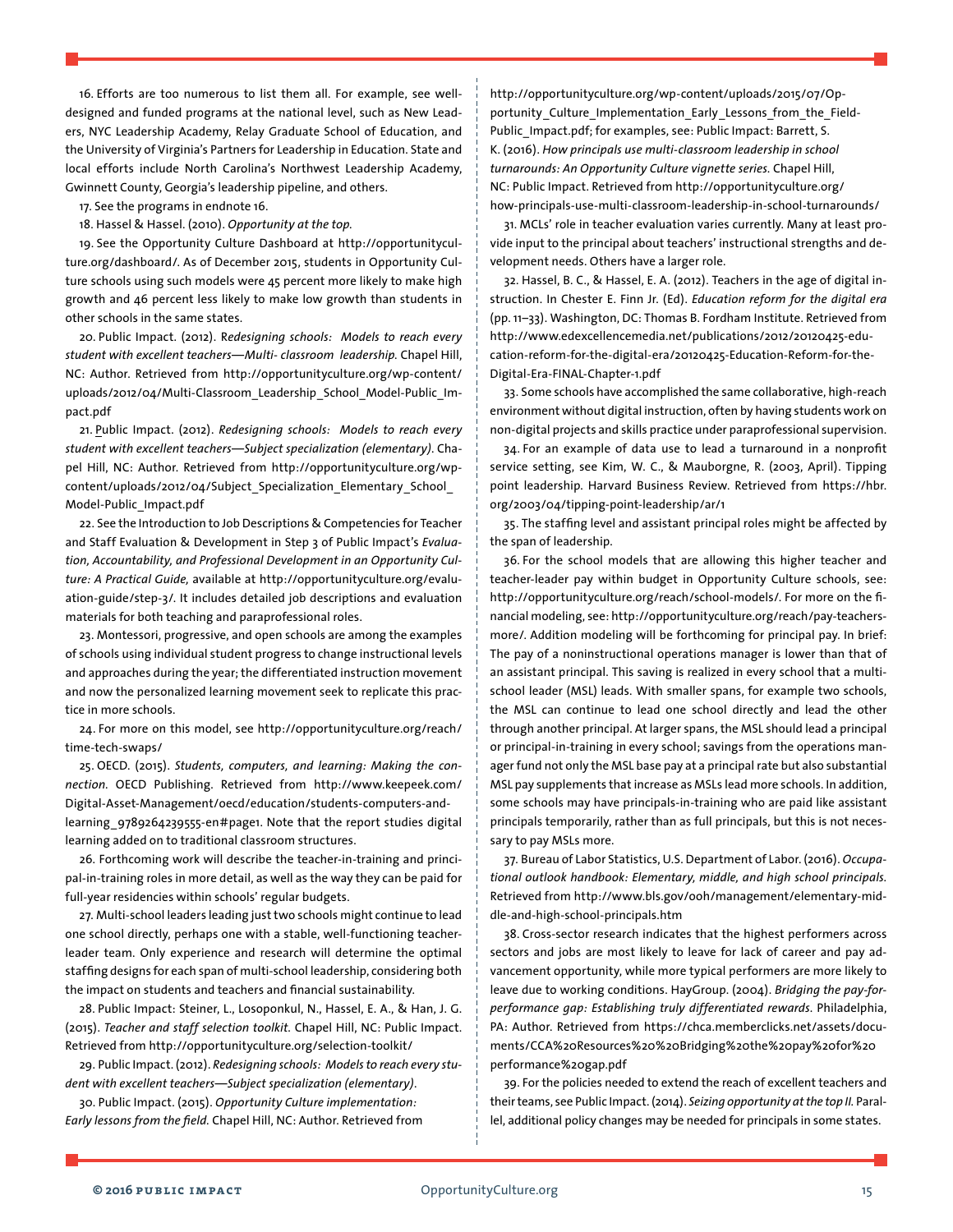16. Efforts are too numerous to list them all. For example, see well-designed and funded programs at the national level, such as New Leaders, NYC Leadership Academy, Relay Graduate School of Education, and the University of Virginia's Partners for Leadership in Education. State and local efforts include North Carolina's Northwest Leadership Academy, Gwinnett County, Georgia's leadership pipeline, and others.

17. See the programs in endnote 16.

18. Hassel & Hassel. (2010). *Opportunity at the top.*

19. See the Opportunity Culture Dashboard at http://opportunityculture.org/dashboard/. As of December 2015, students in Opportunity Culture schools using such models were 45 percent more likely to make high growth and 46 percent less likely to make low growth than students in other schools in the same states.

20. Public Impact. (2012). R*edesigning schools: Models to reach every student with excellent teachers—Multi- classroom leadership.* Chapel Hill, NC: Author. Retrieved from http://opportunityculture.org/wp-content/uploads/2012/04/Multi-Classroom_Leadership_School_Model-Public_Impact.pdf

21. Public Impact. (2012). *Redesigning schools: Models to reach every student with excellent teachers—Subject specialization (elementary).* Chapel Hill, NC: Author. Retrieved from http://opportunityculture.org/wp-content/uploads/2012/04/Subject_Specialization_Elementary_School_Model-Public_Impact.pdf

22. See the Introduction to Job Descriptions & Competencies for Teacher and Staff Evaluation & Development in Step 3 of Public Impact's *Evaluation, Accountability, and Professional Development in an Opportunity Culture: A Practical Guide,* available at http://opportunityculture.org/evaluation-guide/step-3/. It includes detailed job descriptions and evaluation materials for both teaching and paraprofessional roles.

23. Montessori, progressive, and open schools are among the examples of schools using individual student progress to change instructional levels and approaches during the year; the differentiated instruction movement and now the personalized learning movement seek to replicate this practice in more schools.

24. For more on this model, see http://opportunityculture.org/reach/time-tech-swaps/

25. OECD. (2015). *Students, computers, and learning: Making the connection.* OECD Publishing. Retrieved from http://www.keepeek.com/Digital-Asset-Management/oecd/education/students-computers-and-learning_9789264239555-en#page1. Note that the report studies digital learning added on to traditional classroom structures.

26. Forthcoming work will describe the teacher-in-training and principal-in-training roles in more detail, as well as the way they can be paid for full-year residencies within schools' regular budgets.

27. Multi-school leaders leading just two schools might continue to lead one school directly, perhaps one with a stable, well-functioning teacher-leader team. Only experience and research will determine the optimal staffing designs for each span of multi-school leadership, considering both the impact on students and teachers and financial sustainability.

28. Public Impact: Steiner, L., Losoponkul, N., Hassel, E. A., & Han, J. G. (2015). *Teacher and staff selection toolkit.* Chapel Hill, NC: Public Impact. Retrieved from http://opportunityculture.org/selection-toolkit/

29. Public Impact. (2012). *Redesigning schools: Models to reach every student with excellent teachers—Subject specialization (elementary).*

30. Public Impact. (2015). *Opportunity Culture implementation: Early lessons from the field.* Chapel Hill, NC: Author. Retrieved from http://opportunityculture.org/wp-content/uploads/2015/07/Opportunity_Culture_Implementation_Early_Lessons_from_the_Field-Public_Impact.pdf; for examples, see: Public Impact: Barrett, S. K. (2016). *How principals use multi-classroom leadership in school turnarounds: An Opportunity Culture vignette series.* Chapel Hill, NC: Public Impact. Retrieved from http://opportunityculture.org/how-principals-use-multi-classroom-leadership-in-school-turnarounds/

31. MCLs' role in teacher evaluation varies currently. Many at least provide input to the principal about teachers' instructional strengths and development needs. Others have a larger role.

32. Hassel, B. C., & Hassel, E. A. (2012). Teachers in the age of digital instruction. In Chester E. Finn Jr. (Ed). *Education reform for the digital era* (pp. 11–33). Washington, DC: Thomas B. Fordham Institute. Retrieved from http://www.edexcellencemedia.net/publications/2012/20120425-education-reform-for-the-digital-era/20120425-Education-Reform-for-the-Digital-Era-FINAL-Chapter-1.pdf

33. Some schools have accomplished the same collaborative, high-reach environment without digital instruction, often by having students work on non-digital projects and skills practice under paraprofessional supervision.

34. For an example of data use to lead a turnaround in a nonprofit service setting, see Kim, W. C., & Mauborgne, R. (2003, April). Tipping point leadership. Harvard Business Review. Retrieved from https://hbr.org/2003/04/tipping-point-leadership/ar/1

35. The staffing level and assistant principal roles might be affected by the span of leadership.

36. For the school models that are allowing this higher teacher and teacher-leader pay within budget in Opportunity Culture schools, see: http://opportunityculture.org/reach/school-models/. For more on the financial modeling, see: http://opportunityculture.org/reach/pay-teachers-more/. Addition modeling will be forthcoming for principal pay. In brief: The pay of a noninstructional operations manager is lower than that of an assistant principal. This saving is realized in every school that a multi-school leader (MSL) leads. With smaller spans, for example two schools, the MSL can continue to lead one school directly and lead the other through another principal. At larger spans, the MSL should lead a principal or principal-in-training in every school; savings from the operations manager fund not only the MSL base pay at a principal rate but also substantial MSL pay supplements that increase as MSLs lead more schools. In addition, some schools may have principals-in-training who are paid like assistant principals temporarily, rather than as full principals, but this is not necessary to pay MSLs more.

37. Bureau of Labor Statistics, U.S. Department of Labor. (2016). *Occupational outlook handbook: Elementary, middle, and high school principals.* Retrieved from http://www.bls.gov/ooh/management/elementary-middle-and-high-school-principals.htm

38. Cross-sector research indicates that the highest performers across sectors and jobs are most likely to leave for lack of career and pay advancement opportunity, while more typical performers are more likely to leave due to working conditions. HayGroup. (2004). *Bridging the pay-for-performance gap: Establishing truly differentiated rewards.* Philadelphia, PA: Author. Retrieved from https://chca.memberclicks.net/assets/documents/CCA%20Resources%20%20Bridging%20the%20pay%20for%20performance%20gap.pdf

39. For the policies needed to extend the reach of excellent teachers and their teams, see Public Impact. (2014). *Seizing opportunity at the top II.* Parallel, additional policy changes may be needed for principals in some states.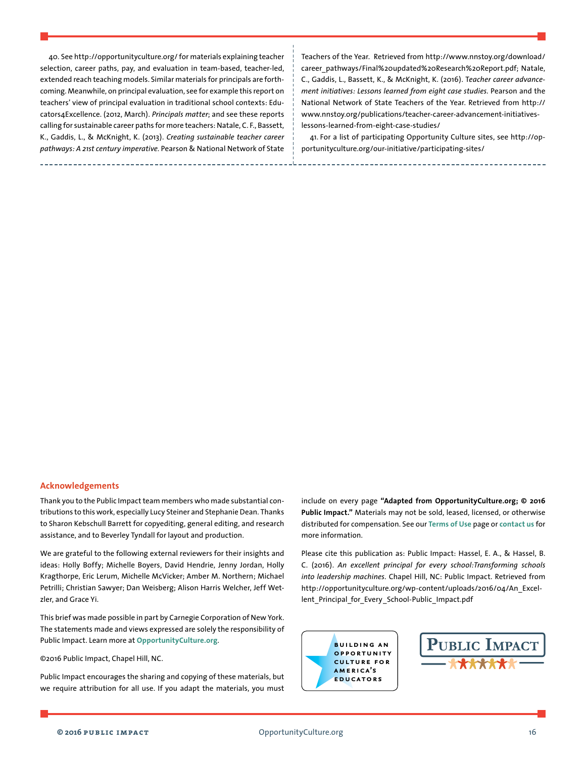40. See http://opportunityculture.org/ for materials explaining teacher selection, career paths, pay, and evaluation in team-based, teacher-led, extended reach teaching models. Similar materials for principals are forthcoming. Meanwhile, on principal evaluation, see for example this report on teachers' view of principal evaluation in traditional school contexts: Educators4Excellence. (2012, March). *Principals matter*; and see these reports calling for sustainable career paths for more teachers: Natale, C. F., Bassett, K., Gaddis, L., & McKnight, K. (2013). *Creating sustainable teacher career pathways: A 21st century imperative.* Pearson & National Network of State Teachers of the Year. Retrieved from http://www.nnstoy.org/download/career_pathways/Final%20updated%20Research%20Report.pdf; Natale, C., Gaddis, L., Bassett, K., & McKnight, K. (2016). *Teacher career advancement initiatives: Lessons learned from eight case studies.* Pearson and the National Network of State Teachers of the Year. Retrieved from http://www.nnstoy.org/publications/teacher-career-advancement-initiatives-lessons-learned-from-eight-case-studies/

41. For a list of participating Opportunity Culture sites, see http://opportunityculture.org/our-initiative/participating-sites/

## Acknowledgements

Thank you to the Public Impact team members who made substantial contributions to this work, especially Lucy Steiner and Stephanie Dean. Thanks to Sharon Kebschull Barrett for copyediting, general editing, and research assistance, and to Beverley Tyndall for layout and production.

We are grateful to the following external reviewers for their insights and ideas: Holly Boffy; Michelle Boyers, David Hendrie, Jenny Jordan, Holly Kragthorpe, Eric Lerum, Michelle McVicker; Amber M. Northern; Michael Petrilli; Christian Sawyer; Dan Weisberg; Alison Harris Welcher, Jeff Wetzler, and Grace Yi.

This brief was made possible in part by Carnegie Corporation of New York. The statements made and views expressed are solely the responsibility of Public Impact. Learn more at **OpportunityCulture.org**.

©2016 Public Impact, Chapel Hill, NC.

Public Impact encourages the sharing and copying of these materials, but we require attribution for all use. If you adapt the materials, you must include on every page **"Adapted from OpportunityCulture.org; © 2016 Public Impact."** Materials may not be sold, leased, licensed, or otherwise distributed for compensation. See our **Terms of Use** page or **contact us** for more information.

Please cite this publication as: Public Impact: Hassel, E. A., & Hassel, B. C. (2016). *An excellent principal for every school:Transforming schools into leadership machines*. Chapel Hill, NC: Public Impact. Retrieved from http://opportunityculture.org/wp-content/uploads/2016/04/An_Excellent_Principal_for_Every_School-Public_Impact.pdf

BUILDING AN OPPORTUNITY CULTURE FOR AMERICA'S EDUCATORS

PUBLIC IMPACT